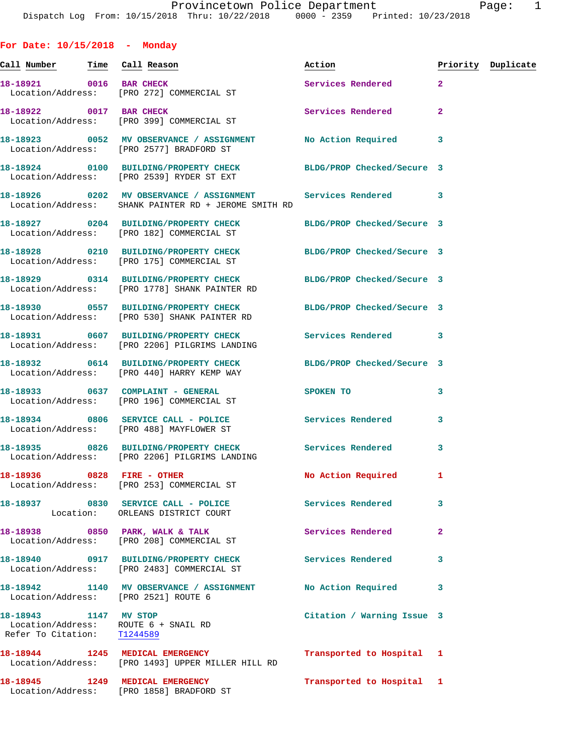Provincetown Police Department
Dispatch Log From: 10/15/2018 Thru: 10/22/2018 0000 - 2359 Printed: 10/23/2018

## For Date: 10/15/2018 - Monday

| Call Number | Time | Call Reason | Action | Priority | Duplicate |
|---|---|---|---|---|---|
| 18-18921 | 0016 | BAR CHECK<br>Location/Address: [PRO 272] COMMERCIAL ST | Services Rendered | 2 | |
| 18-18922 | 0017 | BAR CHECK<br>Location/Address: [PRO 399] COMMERCIAL ST | Services Rendered | 2 | |
| 18-18923 | 0052 | MV OBSERVANCE / ASSIGNMENT<br>Location/Address: [PRO 2577] BRADFORD ST | No Action Required | 3 | |
| 18-18924 | 0100 | BUILDING/PROPERTY CHECK<br>Location/Address: [PRO 2539] RYDER ST EXT | BLDG/PROP Checked/Secure | 3 | |
| 18-18926 | 0202 | MV OBSERVANCE / ASSIGNMENT<br>Location/Address: SHANK PAINTER RD + JEROME SMITH RD | Services Rendered | 3 | |
| 18-18927 | 0204 | BUILDING/PROPERTY CHECK<br>Location/Address: [PRO 182] COMMERCIAL ST | BLDG/PROP Checked/Secure | 3 | |
| 18-18928 | 0210 | BUILDING/PROPERTY CHECK<br>Location/Address: [PRO 175] COMMERCIAL ST | BLDG/PROP Checked/Secure | 3 | |
| 18-18929 | 0314 | BUILDING/PROPERTY CHECK<br>Location/Address: [PRO 1778] SHANK PAINTER RD | BLDG/PROP Checked/Secure | 3 | |
| 18-18930 | 0557 | BUILDING/PROPERTY CHECK<br>Location/Address: [PRO 530] SHANK PAINTER RD | BLDG/PROP Checked/Secure | 3 | |
| 18-18931 | 0607 | BUILDING/PROPERTY CHECK<br>Location/Address: [PRO 2206] PILGRIMS LANDING | Services Rendered | 3 | |
| 18-18932 | 0614 | BUILDING/PROPERTY CHECK<br>Location/Address: [PRO 440] HARRY KEMP WAY | BLDG/PROP Checked/Secure | 3 | |
| 18-18933 | 0637 | COMPLAINT - GENERAL<br>Location/Address: [PRO 196] COMMERCIAL ST | SPOKEN TO | 3 | |
| 18-18934 | 0806 | SERVICE CALL - POLICE<br>Location/Address: [PRO 488] MAYFLOWER ST | Services Rendered | 3 | |
| 18-18935 | 0826 | BUILDING/PROPERTY CHECK<br>Location/Address: [PRO 2206] PILGRIMS LANDING | Services Rendered | 3 | |
| 18-18936 | 0828 | FIRE - OTHER<br>Location/Address: [PRO 253] COMMERCIAL ST | No Action Required | 1 | |
| 18-18937 | 0830 | SERVICE CALL - POLICE<br>Location: ORLEANS DISTRICT COURT | Services Rendered | 3 | |
| 18-18938 | 0850 | PARK, WALK & TALK<br>Location/Address: [PRO 208] COMMERCIAL ST | Services Rendered | 2 | |
| 18-18940 | 0917 | BUILDING/PROPERTY CHECK<br>Location/Address: [PRO 2483] COMMERCIAL ST | Services Rendered | 3 | |
| 18-18942 | 1140 | MV OBSERVANCE / ASSIGNMENT<br>Location/Address: [PRO 2521] ROUTE 6 | No Action Required | 3 | |
| 18-18943 | 1147 | MV STOP<br>Location/Address: ROUTE 6 + SNAIL RD<br>Refer To Citation: T1244589 | Citation / Warning Issue | 3 | |
| 18-18944 | 1245 | MEDICAL EMERGENCY<br>Location/Address: [PRO 1493] UPPER MILLER HILL RD | Transported to Hospital | 1 | |
| 18-18945 | 1249 | MEDICAL EMERGENCY<br>Location/Address: [PRO 1858] BRADFORD ST | Transported to Hospital | 1 | |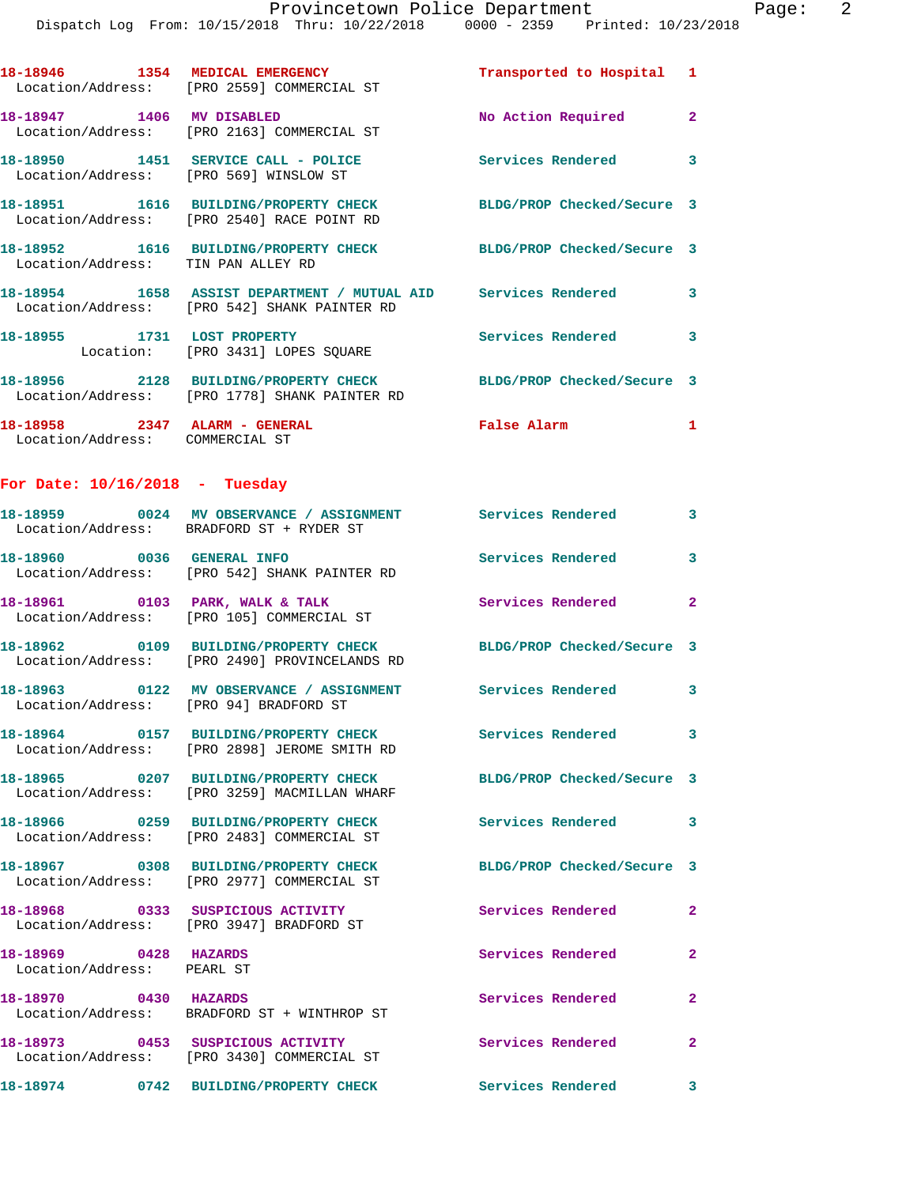18-18946 1354 **MEDICAL EMERGENCY** Transported to Hospital 1
Location/Address: [PRO 2559] COMMERCIAL ST

18-18947 1406 **MV DISABLED** No Action Required 2
Location/Address: [PRO 2163] COMMERCIAL ST

18-18950 1451 **SERVICE CALL - POLICE** Services Rendered 3
Location/Address: [PRO 569] WINSLOW ST

18-18951 1616 **BUILDING/PROPERTY CHECK** BLDG/PROP Checked/Secure 3
Location/Address: [PRO 2540] RACE POINT RD

18-18952 1616 **BUILDING/PROPERTY CHECK** BLDG/PROP Checked/Secure 3
Location/Address: TIN PAN ALLEY RD

18-18954 1658 **ASSIST DEPARTMENT / MUTUAL AID** Services Rendered 3
Location/Address: [PRO 542] SHANK PAINTER RD

18-18955 1731 **LOST PROPERTY** Services Rendered 3
Location: [PRO 3431] LOPES SQUARE

18-18956 2128 **BUILDING/PROPERTY CHECK** BLDG/PROP Checked/Secure 3
Location/Address: [PRO 1778] SHANK PAINTER RD

18-18958 2347 **ALARM - GENERAL** False Alarm 1
Location/Address: COMMERCIAL ST

## For Date: 10/16/2018 - Tuesday

18-18959 0024 **MV OBSERVANCE / ASSIGNMENT** Services Rendered 3
Location/Address: BRADFORD ST + RYDER ST

18-18960 0036 **GENERAL INFO** Services Rendered 3
Location/Address: [PRO 542] SHANK PAINTER RD

18-18961 0103 **PARK, WALK & TALK** Services Rendered 2
Location/Address: [PRO 105] COMMERCIAL ST

18-18962 0109 **BUILDING/PROPERTY CHECK** BLDG/PROP Checked/Secure 3
Location/Address: [PRO 2490] PROVINCELANDS RD

18-18963 0122 **MV OBSERVANCE / ASSIGNMENT** Services Rendered 3
Location/Address: [PRO 94] BRADFORD ST

18-18964 0157 **BUILDING/PROPERTY CHECK** Services Rendered 3
Location/Address: [PRO 2898] JEROME SMITH RD

18-18965 0207 **BUILDING/PROPERTY CHECK** BLDG/PROP Checked/Secure 3
Location/Address: [PRO 3259] MACMILLAN WHARF

18-18966 0259 **BUILDING/PROPERTY CHECK** Services Rendered 3
Location/Address: [PRO 2483] COMMERCIAL ST

18-18967 0308 **BUILDING/PROPERTY CHECK** BLDG/PROP Checked/Secure 3
Location/Address: [PRO 2977] COMMERCIAL ST

18-18968 0333 **SUSPICIOUS ACTIVITY** Services Rendered 2
Location/Address: [PRO 3947] BRADFORD ST

18-18969 0428 **HAZARDS** Services Rendered 2
Location/Address: PEARL ST

18-18970 0430 **HAZARDS** Services Rendered 2
Location/Address: BRADFORD ST + WINTHROP ST

18-18973 0453 **SUSPICIOUS ACTIVITY** Services Rendered 2
Location/Address: [PRO 3430] COMMERCIAL ST

18-18974 0742 **BUILDING/PROPERTY CHECK** Services Rendered 3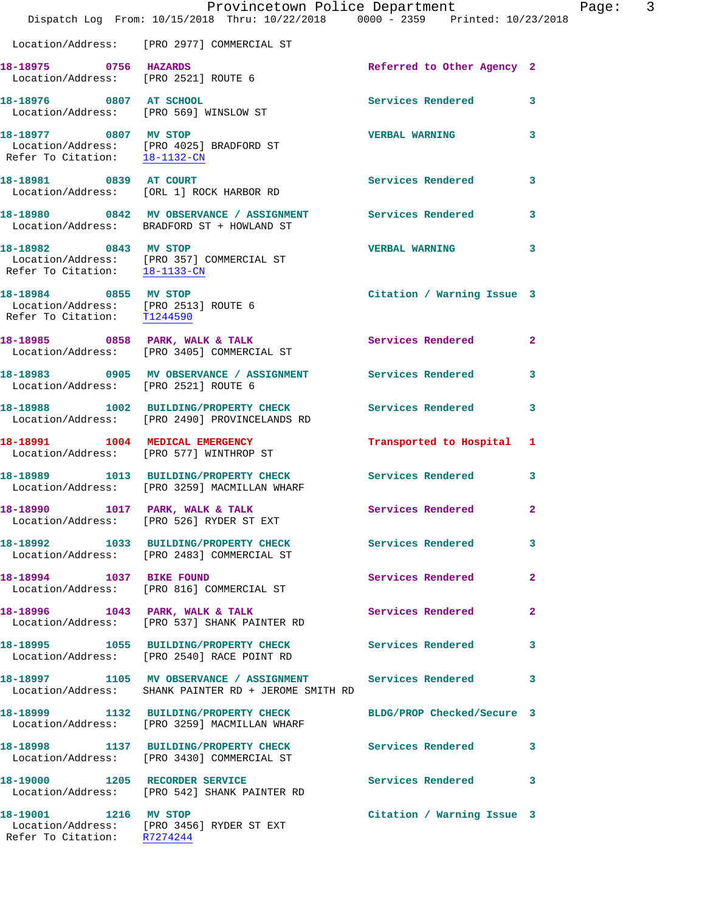Location/Address: [PRO 2977] COMMERCIAL ST

**18-18975 0756 HAZARDS** — Referred to Other Agency 2
Location/Address: [PRO 2521] ROUTE 6

**18-18976 0807 AT SCHOOL** — Services Rendered 3
Location/Address: [PRO 569] WINSLOW ST

**18-18977 0807 MV STOP** — VERBAL WARNING 3
Location/Address: [PRO 4025] BRADFORD ST
Refer To Citation: 18-1132-CN

**18-18981 0839 AT COURT** — Services Rendered 3
Location/Address: [ORL 1] ROCK HARBOR RD

**18-18980 0842 MV OBSERVANCE / ASSIGNMENT** — Services Rendered 3
Location/Address: BRADFORD ST + HOWLAND ST

**18-18982 0843 MV STOP** — VERBAL WARNING 3
Location/Address: [PRO 357] COMMERCIAL ST
Refer To Citation: 18-1133-CN

**18-18984 0855 MV STOP** — Citation / Warning Issue 3
Location/Address: [PRO 2513] ROUTE 6
Refer To Citation: T1244590

**18-18985 0858 PARK, WALK & TALK** — Services Rendered 2
Location/Address: [PRO 3405] COMMERCIAL ST

**18-18983 0905 MV OBSERVANCE / ASSIGNMENT** — Services Rendered 3
Location/Address: [PRO 2521] ROUTE 6

**18-18988 1002 BUILDING/PROPERTY CHECK** — Services Rendered 3
Location/Address: [PRO 2490] PROVINCELANDS RD

**18-18991 1004 MEDICAL EMERGENCY** — Transported to Hospital 1
Location/Address: [PRO 577] WINTHROP ST

**18-18989 1013 BUILDING/PROPERTY CHECK** — Services Rendered 3
Location/Address: [PRO 3259] MACMILLAN WHARF

**18-18990 1017 PARK, WALK & TALK** — Services Rendered 2
Location/Address: [PRO 526] RYDER ST EXT

**18-18992 1033 BUILDING/PROPERTY CHECK** — Services Rendered 3
Location/Address: [PRO 2483] COMMERCIAL ST

**18-18994 1037 BIKE FOUND** — Services Rendered 2
Location/Address: [PRO 816] COMMERCIAL ST

**18-18996 1043 PARK, WALK & TALK** — Services Rendered 2
Location/Address: [PRO 537] SHANK PAINTER RD

**18-18995 1055 BUILDING/PROPERTY CHECK** — Services Rendered 3
Location/Address: [PRO 2540] RACE POINT RD

**18-18997 1105 MV OBSERVANCE / ASSIGNMENT** — Services Rendered 3
Location/Address: SHANK PAINTER RD + JEROME SMITH RD

**18-18999 1132 BUILDING/PROPERTY CHECK** — BLDG/PROP Checked/Secure 3
Location/Address: [PRO 3259] MACMILLAN WHARF

**18-18998 1137 BUILDING/PROPERTY CHECK** — Services Rendered 3
Location/Address: [PRO 3430] COMMERCIAL ST

**18-19000 1205 RECORDER SERVICE** — Services Rendered 3
Location/Address: [PRO 542] SHANK PAINTER RD

**18-19001 1216 MV STOP** — Citation / Warning Issue 3
Location/Address: [PRO 3456] RYDER ST EXT
Refer To Citation: R7274244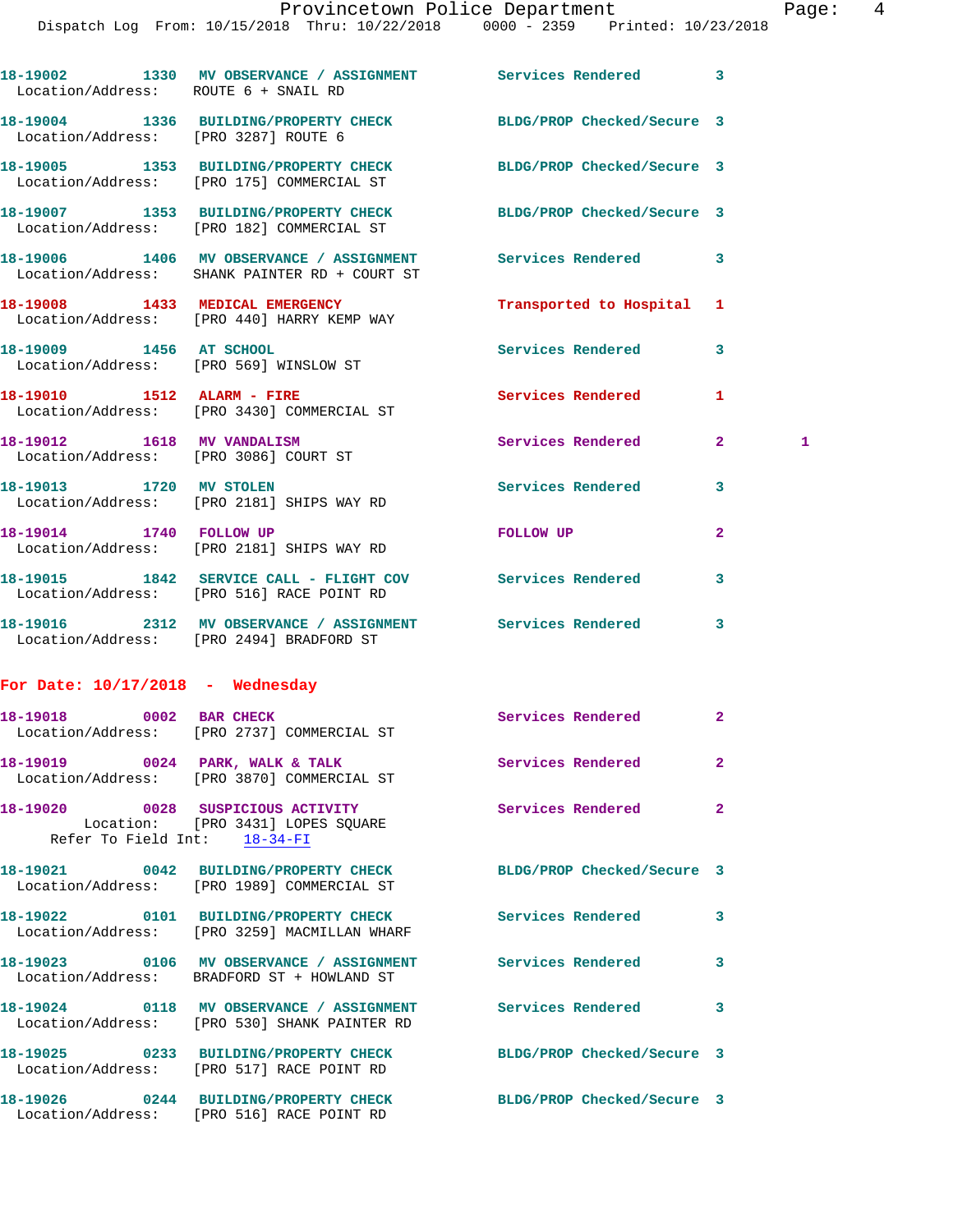18-19002 1330 MV OBSERVANCE / ASSIGNMENT Services Rendered 3
Location/Address: ROUTE 6 + SNAIL RD

18-19004 1336 BUILDING/PROPERTY CHECK BLDG/PROP Checked/Secure 3
Location/Address: [PRO 3287] ROUTE 6

18-19005 1353 BUILDING/PROPERTY CHECK BLDG/PROP Checked/Secure 3
Location/Address: [PRO 175] COMMERCIAL ST

18-19007 1353 BUILDING/PROPERTY CHECK BLDG/PROP Checked/Secure 3
Location/Address: [PRO 182] COMMERCIAL ST

18-19006 1406 MV OBSERVANCE / ASSIGNMENT Services Rendered 3
Location/Address: SHANK PAINTER RD + COURT ST

18-19008 1433 MEDICAL EMERGENCY Transported to Hospital 1
Location/Address: [PRO 440] HARRY KEMP WAY

18-19009 1456 AT SCHOOL Services Rendered 3
Location/Address: [PRO 569] WINSLOW ST

18-19010 1512 ALARM - FIRE Services Rendered 1
Location/Address: [PRO 3430] COMMERCIAL ST

18-19012 1618 MV VANDALISM Services Rendered 2 1
Location/Address: [PRO 3086] COURT ST

18-19013 1720 MV STOLEN Services Rendered 3
Location/Address: [PRO 2181] SHIPS WAY RD

18-19014 1740 FOLLOW UP FOLLOW UP 2
Location/Address: [PRO 2181] SHIPS WAY RD

18-19015 1842 SERVICE CALL - FLIGHT COV Services Rendered 3
Location/Address: [PRO 516] RACE POINT RD

18-19016 2312 MV OBSERVANCE / ASSIGNMENT Services Rendered 3
Location/Address: [PRO 2494] BRADFORD ST

**For Date: 10/17/2018 - Wednesday**

18-19018 0002 BAR CHECK Services Rendered 2
Location/Address: [PRO 2737] COMMERCIAL ST

18-19019 0024 PARK, WALK & TALK Services Rendered 2
Location/Address: [PRO 3870] COMMERCIAL ST

18-19020 0028 SUSPICIOUS ACTIVITY Services Rendered 2
Location: [PRO 3431] LOPES SQUARE
Refer To Field Int: 18-34-FI

18-19021 0042 BUILDING/PROPERTY CHECK BLDG/PROP Checked/Secure 3
Location/Address: [PRO 1989] COMMERCIAL ST

18-19022 0101 BUILDING/PROPERTY CHECK Services Rendered 3
Location/Address: [PRO 3259] MACMILLAN WHARF

18-19023 0106 MV OBSERVANCE / ASSIGNMENT Services Rendered 3
Location/Address: BRADFORD ST + HOWLAND ST

18-19024 0118 MV OBSERVANCE / ASSIGNMENT Services Rendered 3
Location/Address: [PRO 530] SHANK PAINTER RD

18-19025 0233 BUILDING/PROPERTY CHECK BLDG/PROP Checked/Secure 3
Location/Address: [PRO 517] RACE POINT RD

18-19026 0244 BUILDING/PROPERTY CHECK BLDG/PROP Checked/Secure 3
Location/Address: [PRO 516] RACE POINT RD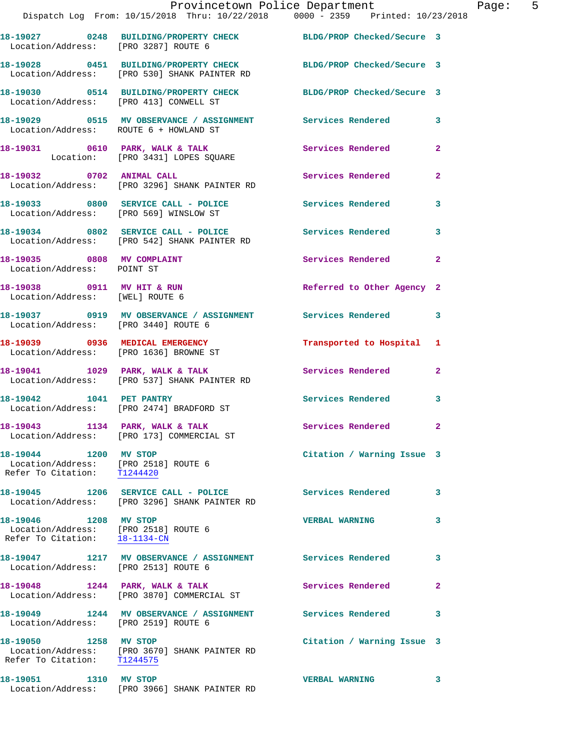18-19027 0248 BUILDING/PROPERTY CHECK BLDG/PROP Checked/Secure 3
Location/Address: [PRO 3287] ROUTE 6

18-19028 0451 BUILDING/PROPERTY CHECK BLDG/PROP Checked/Secure 3
Location/Address: [PRO 530] SHANK PAINTER RD

18-19030 0514 BUILDING/PROPERTY CHECK BLDG/PROP Checked/Secure 3
Location/Address: [PRO 413] CONWELL ST

18-19029 0515 MV OBSERVANCE / ASSIGNMENT Services Rendered 3
Location/Address: ROUTE 6 + HOWLAND ST

18-19031 0610 PARK, WALK & TALK Services Rendered 2
Location: [PRO 3431] LOPES SQUARE

18-19032 0702 ANIMAL CALL Services Rendered 2
Location/Address: [PRO 3296] SHANK PAINTER RD

18-19033 0800 SERVICE CALL - POLICE Services Rendered 3
Location/Address: [PRO 569] WINSLOW ST

18-19034 0802 SERVICE CALL - POLICE Services Rendered 3
Location/Address: [PRO 542] SHANK PAINTER RD

18-19035 0808 MV COMPLAINT Services Rendered 2
Location/Address: POINT ST

18-19038 0911 MV HIT & RUN Referred to Other Agency 2
Location/Address: [WEL] ROUTE 6

18-19037 0919 MV OBSERVANCE / ASSIGNMENT Services Rendered 3
Location/Address: [PRO 3440] ROUTE 6

18-19039 0936 MEDICAL EMERGENCY Transported to Hospital 1
Location/Address: [PRO 1636] BROWNE ST

18-19041 1029 PARK, WALK & TALK Services Rendered 2
Location/Address: [PRO 537] SHANK PAINTER RD

18-19042 1041 PET PANTRY Services Rendered 3
Location/Address: [PRO 2474] BRADFORD ST

18-19043 1134 PARK, WALK & TALK Services Rendered 2
Location/Address: [PRO 173] COMMERCIAL ST

18-19044 1200 MV STOP Citation / Warning Issue 3
Location/Address: [PRO 2518] ROUTE 6
Refer To Citation: T1244420

18-19045 1206 SERVICE CALL - POLICE Services Rendered 3
Location/Address: [PRO 3296] SHANK PAINTER RD

18-19046 1208 MV STOP VERBAL WARNING 3
Location/Address: [PRO 2518] ROUTE 6
Refer To Citation: 18-1134-CN

18-19047 1217 MV OBSERVANCE / ASSIGNMENT Services Rendered 3
Location/Address: [PRO 2513] ROUTE 6

18-19048 1244 PARK, WALK & TALK Services Rendered 2
Location/Address: [PRO 3870] COMMERCIAL ST

18-19049 1244 MV OBSERVANCE / ASSIGNMENT Services Rendered 3
Location/Address: [PRO 2519] ROUTE 6

18-19050 1258 MV STOP Citation / Warning Issue 3
Location/Address: [PRO 3670] SHANK PAINTER RD
Refer To Citation: T1244575

18-19051 1310 MV STOP VERBAL WARNING 3
Location/Address: [PRO 3966] SHANK PAINTER RD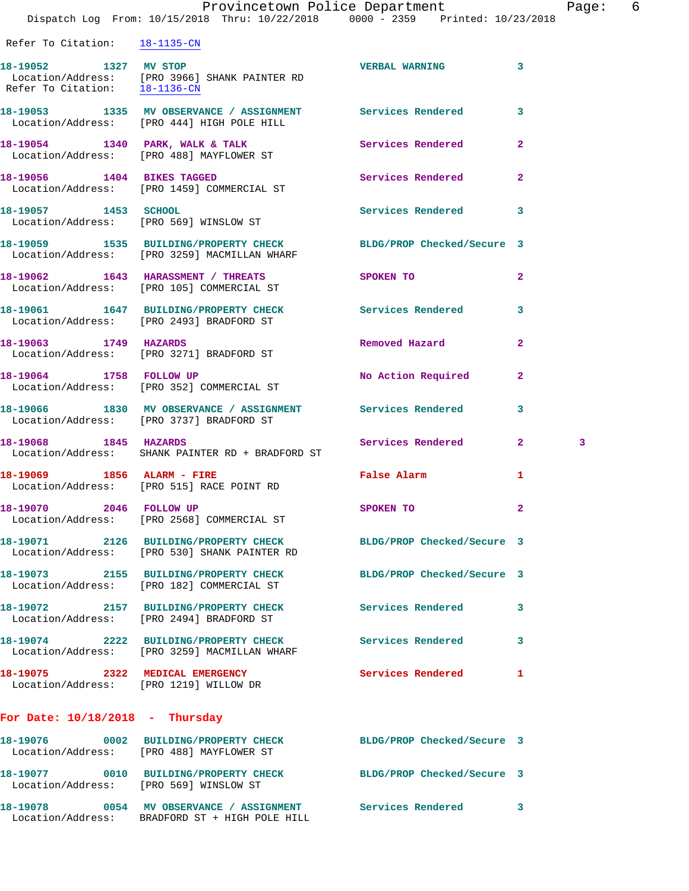Refer To Citation: 18-1135-CN

18-19052 1327 MV STOP VERBAL WARNING 3
Location/Address: [PRO 3966] SHANK PAINTER RD
Refer To Citation: 18-1136-CN

18-19053 1335 MV OBSERVANCE / ASSIGNMENT Services Rendered 3
Location/Address: [PRO 444] HIGH POLE HILL

18-19054 1340 PARK, WALK & TALK Services Rendered 2
Location/Address: [PRO 488] MAYFLOWER ST

18-19056 1404 BIKES TAGGED Services Rendered 2
Location/Address: [PRO 1459] COMMERCIAL ST

18-19057 1453 SCHOOL Services Rendered 3
Location/Address: [PRO 569] WINSLOW ST

18-19059 1535 BUILDING/PROPERTY CHECK BLDG/PROP Checked/Secure 3
Location/Address: [PRO 3259] MACMILLAN WHARF

18-19062 1643 HARASSMENT / THREATS SPOKEN TO 2
Location/Address: [PRO 105] COMMERCIAL ST

18-19061 1647 BUILDING/PROPERTY CHECK Services Rendered 3
Location/Address: [PRO 2493] BRADFORD ST

18-19063 1749 HAZARDS Removed Hazard 2
Location/Address: [PRO 3271] BRADFORD ST

18-19064 1758 FOLLOW UP No Action Required 2
Location/Address: [PRO 352] COMMERCIAL ST

18-19066 1830 MV OBSERVANCE / ASSIGNMENT Services Rendered 3
Location/Address: [PRO 3737] BRADFORD ST

18-19068 1845 HAZARDS Services Rendered 2 3
Location/Address: SHANK PAINTER RD + BRADFORD ST

18-19069 1856 ALARM - FIRE False Alarm 1
Location/Address: [PRO 515] RACE POINT RD

18-19070 2046 FOLLOW UP SPOKEN TO 2
Location/Address: [PRO 2568] COMMERCIAL ST

18-19071 2126 BUILDING/PROPERTY CHECK BLDG/PROP Checked/Secure 3
Location/Address: [PRO 530] SHANK PAINTER RD

18-19073 2155 BUILDING/PROPERTY CHECK BLDG/PROP Checked/Secure 3
Location/Address: [PRO 182] COMMERCIAL ST

18-19072 2157 BUILDING/PROPERTY CHECK Services Rendered 3
Location/Address: [PRO 2494] BRADFORD ST

18-19074 2222 BUILDING/PROPERTY CHECK Services Rendered 3
Location/Address: [PRO 3259] MACMILLAN WHARF

18-19075 2322 MEDICAL EMERGENCY Services Rendered 1
Location/Address: [PRO 1219] WILLOW DR

**For Date: 10/18/2018 - Thursday**

18-19076 0002 BUILDING/PROPERTY CHECK BLDG/PROP Checked/Secure 3
Location/Address: [PRO 488] MAYFLOWER ST

18-19077 0010 BUILDING/PROPERTY CHECK BLDG/PROP Checked/Secure 3
Location/Address: [PRO 569] WINSLOW ST

18-19078 0054 MV OBSERVANCE / ASSIGNMENT Services Rendered 3
Location/Address: BRADFORD ST + HIGH POLE HILL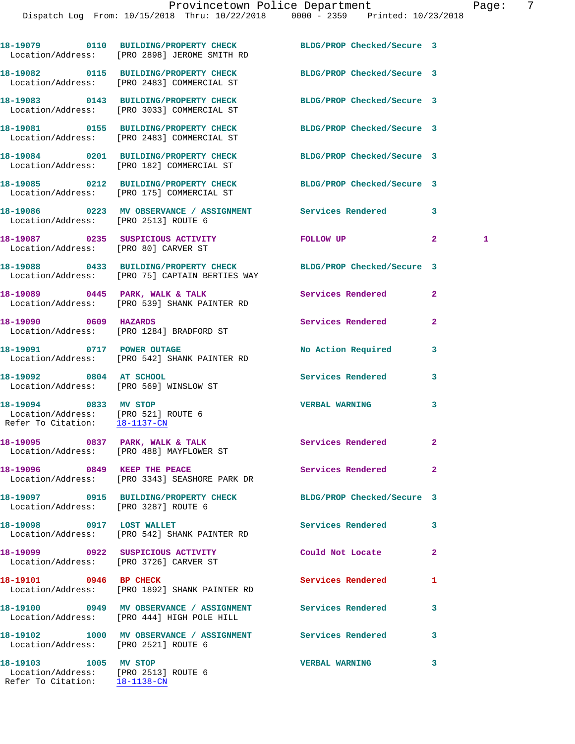18-19079 0110 BUILDING/PROPERTY CHECK BLDG/PROP Checked/Secure 3
Location/Address: [PRO 2898] JEROME SMITH RD

18-19082 0115 BUILDING/PROPERTY CHECK BLDG/PROP Checked/Secure 3
Location/Address: [PRO 2483] COMMERCIAL ST

18-19083 0143 BUILDING/PROPERTY CHECK BLDG/PROP Checked/Secure 3
Location/Address: [PRO 3033] COMMERCIAL ST

18-19081 0155 BUILDING/PROPERTY CHECK BLDG/PROP Checked/Secure 3
Location/Address: [PRO 2483] COMMERCIAL ST

18-19084 0201 BUILDING/PROPERTY CHECK BLDG/PROP Checked/Secure 3
Location/Address: [PRO 182] COMMERCIAL ST

18-19085 0212 BUILDING/PROPERTY CHECK BLDG/PROP Checked/Secure 3
Location/Address: [PRO 175] COMMERCIAL ST

18-19086 0223 MV OBSERVANCE / ASSIGNMENT Services Rendered 3
Location/Address: [PRO 2513] ROUTE 6

18-19087 0235 SUSPICIOUS ACTIVITY FOLLOW UP 2 1
Location/Address: [PRO 80] CARVER ST

18-19088 0433 BUILDING/PROPERTY CHECK BLDG/PROP Checked/Secure 3
Location/Address: [PRO 75] CAPTAIN BERTIES WAY

18-19089 0445 PARK, WALK & TALK Services Rendered 2
Location/Address: [PRO 539] SHANK PAINTER RD

18-19090 0609 HAZARDS Services Rendered 2
Location/Address: [PRO 1284] BRADFORD ST

18-19091 0717 POWER OUTAGE No Action Required 3
Location/Address: [PRO 542] SHANK PAINTER RD

18-19092 0804 AT SCHOOL Services Rendered 3
Location/Address: [PRO 569] WINSLOW ST

18-19094 0833 MV STOP VERBAL WARNING 3
Location/Address: [PRO 521] ROUTE 6
Refer To Citation: 18-1137-CN

18-19095 0837 PARK, WALK & TALK Services Rendered 2
Location/Address: [PRO 488] MAYFLOWER ST

18-19096 0849 KEEP THE PEACE Services Rendered 2
Location/Address: [PRO 3343] SEASHORE PARK DR

18-19097 0915 BUILDING/PROPERTY CHECK BLDG/PROP Checked/Secure 3
Location/Address: [PRO 3287] ROUTE 6

18-19098 0917 LOST WALLET Services Rendered 3
Location/Address: [PRO 542] SHANK PAINTER RD

18-19099 0922 SUSPICIOUS ACTIVITY Could Not Locate 2
Location/Address: [PRO 3726] CARVER ST

18-19101 0946 BP CHECK Services Rendered 1
Location/Address: [PRO 1892] SHANK PAINTER RD

18-19100 0949 MV OBSERVANCE / ASSIGNMENT Services Rendered 3
Location/Address: [PRO 444] HIGH POLE HILL

18-19102 1000 MV OBSERVANCE / ASSIGNMENT Services Rendered 3
Location/Address: [PRO 2521] ROUTE 6

18-19103 1005 MV STOP VERBAL WARNING 3
Location/Address: [PRO 2513] ROUTE 6
Refer To Citation: 18-1138-CN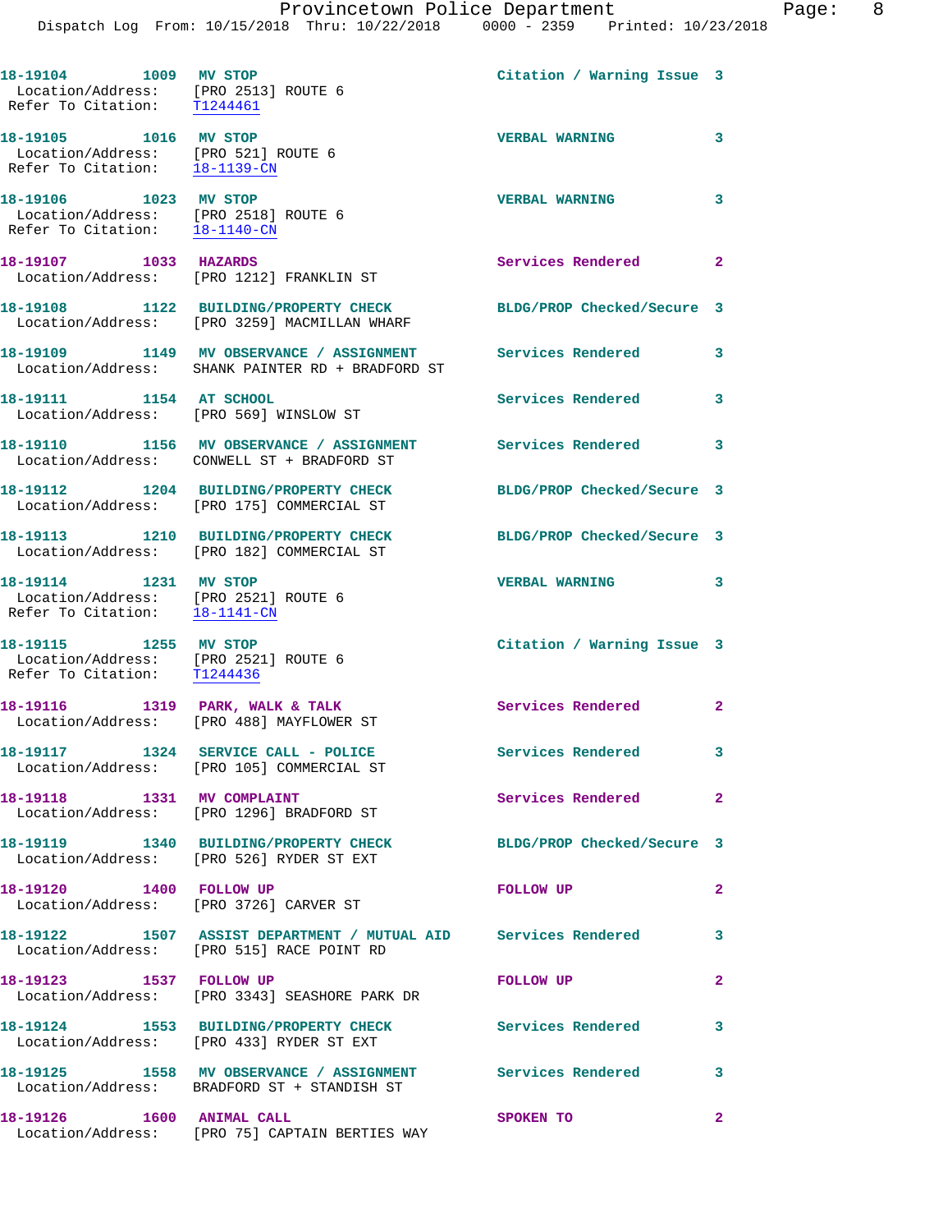18-19104 1009 MV STOP Citation / Warning Issue 3
Location/Address: [PRO 2513] ROUTE 6
Refer To Citation: T1244461

18-19105 1016 MV STOP VERBAL WARNING 3
Location/Address: [PRO 521] ROUTE 6
Refer To Citation: 18-1139-CN

18-19106 1023 MV STOP VERBAL WARNING 3
Location/Address: [PRO 2518] ROUTE 6
Refer To Citation: 18-1140-CN

18-19107 1033 HAZARDS Services Rendered 2
Location/Address: [PRO 1212] FRANKLIN ST

18-19108 1122 BUILDING/PROPERTY CHECK BLDG/PROP Checked/Secure 3
Location/Address: [PRO 3259] MACMILLAN WHARF

18-19109 1149 MV OBSERVANCE / ASSIGNMENT Services Rendered 3
Location/Address: SHANK PAINTER RD + BRADFORD ST

18-19111 1154 AT SCHOOL Services Rendered 3
Location/Address: [PRO 569] WINSLOW ST

18-19110 1156 MV OBSERVANCE / ASSIGNMENT Services Rendered 3
Location/Address: CONWELL ST + BRADFORD ST

18-19112 1204 BUILDING/PROPERTY CHECK BLDG/PROP Checked/Secure 3
Location/Address: [PRO 175] COMMERCIAL ST

18-19113 1210 BUILDING/PROPERTY CHECK BLDG/PROP Checked/Secure 3
Location/Address: [PRO 182] COMMERCIAL ST

18-19114 1231 MV STOP VERBAL WARNING 3
Location/Address: [PRO 2521] ROUTE 6
Refer To Citation: 18-1141-CN

18-19115 1255 MV STOP Citation / Warning Issue 3
Location/Address: [PRO 2521] ROUTE 6
Refer To Citation: T1244436

18-19116 1319 PARK, WALK & TALK Services Rendered 2
Location/Address: [PRO 488] MAYFLOWER ST

18-19117 1324 SERVICE CALL - POLICE Services Rendered 3
Location/Address: [PRO 105] COMMERCIAL ST

18-19118 1331 MV COMPLAINT Services Rendered 2
Location/Address: [PRO 1296] BRADFORD ST

18-19119 1340 BUILDING/PROPERTY CHECK BLDG/PROP Checked/Secure 3
Location/Address: [PRO 526] RYDER ST EXT

18-19120 1400 FOLLOW UP FOLLOW UP 2
Location/Address: [PRO 3726] CARVER ST

18-19122 1507 ASSIST DEPARTMENT / MUTUAL AID Services Rendered 3
Location/Address: [PRO 515] RACE POINT RD

18-19123 1537 FOLLOW UP FOLLOW UP 2
Location/Address: [PRO 3343] SEASHORE PARK DR

18-19124 1553 BUILDING/PROPERTY CHECK Services Rendered 3
Location/Address: [PRO 433] RYDER ST EXT

18-19125 1558 MV OBSERVANCE / ASSIGNMENT Services Rendered 3
Location/Address: BRADFORD ST + STANDISH ST

18-19126 1600 ANIMAL CALL SPOKEN TO 2
Location/Address: [PRO 75] CAPTAIN BERTIES WAY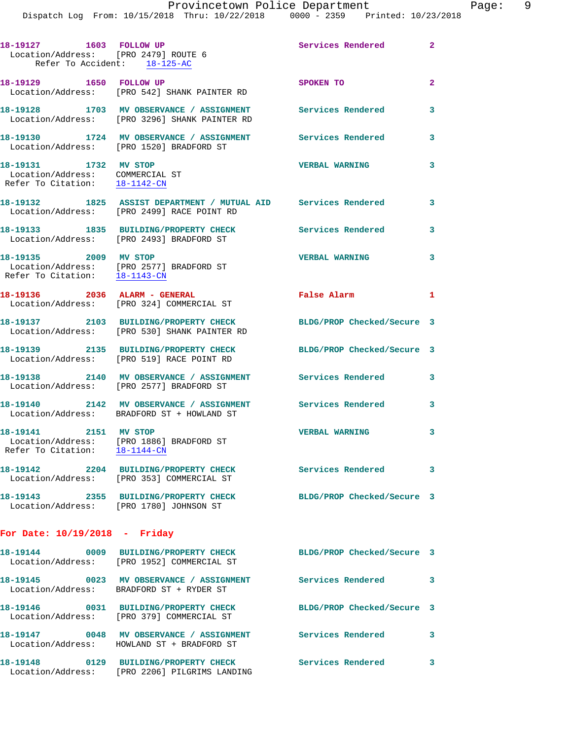18-19127 1603 FOLLOW UP Services Rendered 2
Location/Address: [PRO 2479] ROUTE 6
Refer To Accident: 18-125-AC

18-19129 1650 FOLLOW UP SPOKEN TO 2
Location/Address: [PRO 542] SHANK PAINTER RD

18-19128 1703 MV OBSERVANCE / ASSIGNMENT Services Rendered 3
Location/Address: [PRO 3296] SHANK PAINTER RD

18-19130 1724 MV OBSERVANCE / ASSIGNMENT Services Rendered 3
Location/Address: [PRO 1520] BRADFORD ST

18-19131 1732 MV STOP VERBAL WARNING 3
Location/Address: COMMERCIAL ST
Refer To Citation: 18-1142-CN

18-19132 1825 ASSIST DEPARTMENT / MUTUAL AID Services Rendered 3
Location/Address: [PRO 2499] RACE POINT RD

18-19133 1835 BUILDING/PROPERTY CHECK Services Rendered 3
Location/Address: [PRO 2493] BRADFORD ST

18-19135 2009 MV STOP VERBAL WARNING 3
Location/Address: [PRO 2577] BRADFORD ST
Refer To Citation: 18-1143-CN

18-19136 2036 ALARM - GENERAL False Alarm 1
Location/Address: [PRO 324] COMMERCIAL ST

18-19137 2103 BUILDING/PROPERTY CHECK BLDG/PROP Checked/Secure 3
Location/Address: [PRO 530] SHANK PAINTER RD

18-19139 2135 BUILDING/PROPERTY CHECK BLDG/PROP Checked/Secure 3
Location/Address: [PRO 519] RACE POINT RD

18-19138 2140 MV OBSERVANCE / ASSIGNMENT Services Rendered 3
Location/Address: [PRO 2577] BRADFORD ST

18-19140 2142 MV OBSERVANCE / ASSIGNMENT Services Rendered 3
Location/Address: BRADFORD ST + HOWLAND ST

18-19141 2151 MV STOP VERBAL WARNING 3
Location/Address: [PRO 1886] BRADFORD ST
Refer To Citation: 18-1144-CN

18-19142 2204 BUILDING/PROPERTY CHECK Services Rendered 3
Location/Address: [PRO 353] COMMERCIAL ST

18-19143 2355 BUILDING/PROPERTY CHECK BLDG/PROP Checked/Secure 3
Location/Address: [PRO 1780] JOHNSON ST

**For Date: 10/19/2018 - Friday**

18-19144 0009 BUILDING/PROPERTY CHECK BLDG/PROP Checked/Secure 3
Location/Address: [PRO 1952] COMMERCIAL ST

18-19145 0023 MV OBSERVANCE / ASSIGNMENT Services Rendered 3
Location/Address: BRADFORD ST + RYDER ST

18-19146 0031 BUILDING/PROPERTY CHECK BLDG/PROP Checked/Secure 3
Location/Address: [PRO 379] COMMERCIAL ST

18-19147 0048 MV OBSERVANCE / ASSIGNMENT Services Rendered 3
Location/Address: HOWLAND ST + BRADFORD ST

18-19148 0129 BUILDING/PROPERTY CHECK Services Rendered 3
Location/Address: [PRO 2206] PILGRIMS LANDING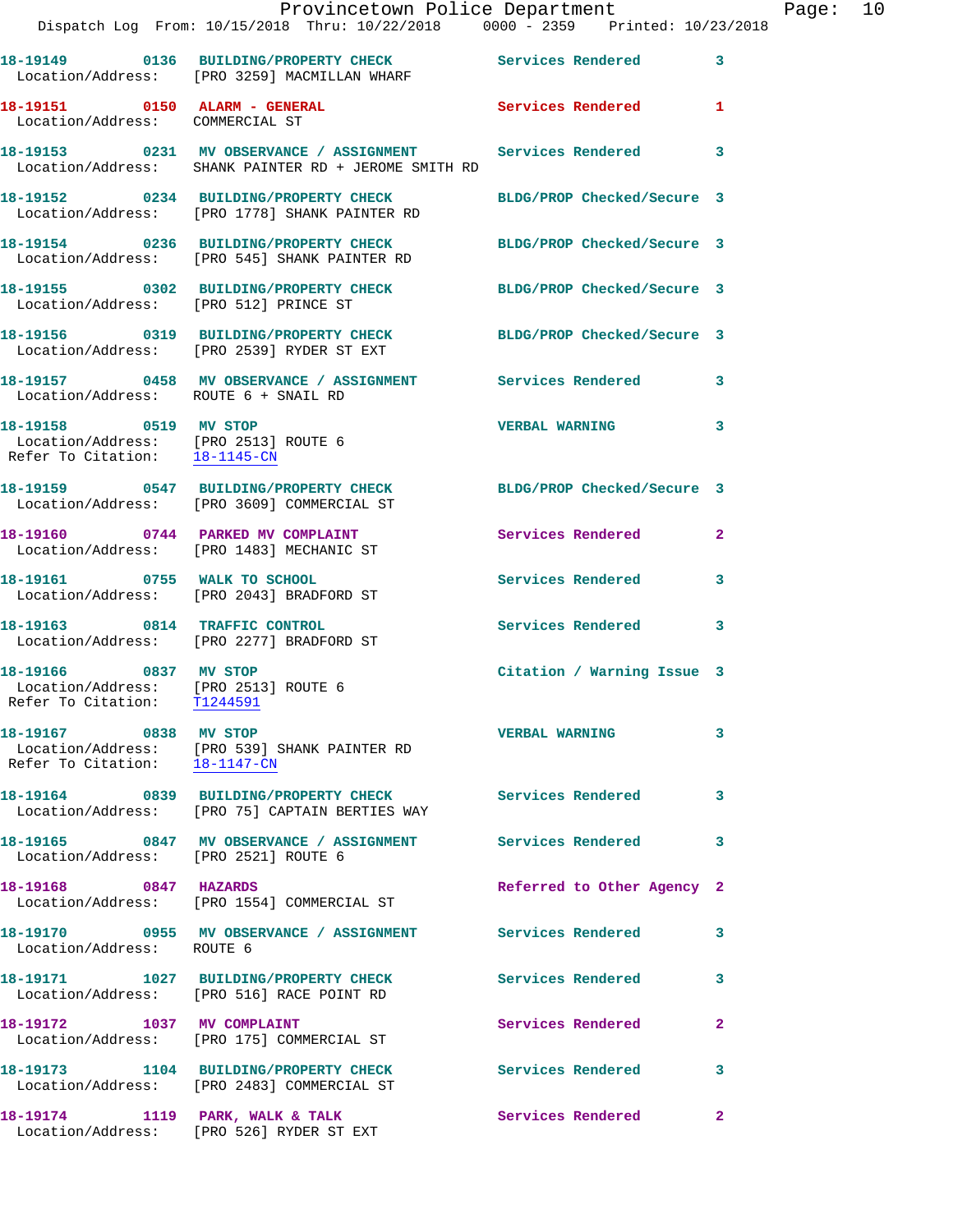18-19149 0136 BUILDING/PROPERTY CHECK Services Rendered 3
Location/Address: [PRO 3259] MACMILLAN WHARF

18-19151 0150 ALARM - GENERAL Services Rendered 1
Location/Address: COMMERCIAL ST

18-19153 0231 MV OBSERVANCE / ASSIGNMENT Services Rendered 3
Location/Address: SHANK PAINTER RD + JEROME SMITH RD

18-19152 0234 BUILDING/PROPERTY CHECK BLDG/PROP Checked/Secure 3
Location/Address: [PRO 1778] SHANK PAINTER RD

18-19154 0236 BUILDING/PROPERTY CHECK BLDG/PROP Checked/Secure 3
Location/Address: [PRO 545] SHANK PAINTER RD

18-19155 0302 BUILDING/PROPERTY CHECK BLDG/PROP Checked/Secure 3
Location/Address: [PRO 512] PRINCE ST

18-19156 0319 BUILDING/PROPERTY CHECK BLDG/PROP Checked/Secure 3
Location/Address: [PRO 2539] RYDER ST EXT

18-19157 0458 MV OBSERVANCE / ASSIGNMENT Services Rendered 3
Location/Address: ROUTE 6 + SNAIL RD

18-19158 0519 MV STOP VERBAL WARNING 3
Location/Address: [PRO 2513] ROUTE 6
Refer To Citation: 18-1145-CN

18-19159 0547 BUILDING/PROPERTY CHECK BLDG/PROP Checked/Secure 3
Location/Address: [PRO 3609] COMMERCIAL ST

18-19160 0744 PARKED MV COMPLAINT Services Rendered 2
Location/Address: [PRO 1483] MECHANIC ST

18-19161 0755 WALK TO SCHOOL Services Rendered 3
Location/Address: [PRO 2043] BRADFORD ST

18-19163 0814 TRAFFIC CONTROL Services Rendered 3
Location/Address: [PRO 2277] BRADFORD ST

18-19166 0837 MV STOP Citation / Warning Issue 3
Location/Address: [PRO 2513] ROUTE 6
Refer To Citation: T1244591

18-19167 0838 MV STOP VERBAL WARNING 3
Location/Address: [PRO 539] SHANK PAINTER RD
Refer To Citation: 18-1147-CN

18-19164 0839 BUILDING/PROPERTY CHECK Services Rendered 3
Location/Address: [PRO 75] CAPTAIN BERTIES WAY

18-19165 0847 MV OBSERVANCE / ASSIGNMENT Services Rendered 3
Location/Address: [PRO 2521] ROUTE 6

18-19168 0847 HAZARDS Referred to Other Agency 2
Location/Address: [PRO 1554] COMMERCIAL ST

18-19170 0955 MV OBSERVANCE / ASSIGNMENT Services Rendered 3
Location/Address: ROUTE 6

18-19171 1027 BUILDING/PROPERTY CHECK Services Rendered 3
Location/Address: [PRO 516] RACE POINT RD

18-19172 1037 MV COMPLAINT Services Rendered 2
Location/Address: [PRO 175] COMMERCIAL ST

18-19173 1104 BUILDING/PROPERTY CHECK Services Rendered 3
Location/Address: [PRO 2483] COMMERCIAL ST

18-19174 1119 PARK, WALK & TALK Services Rendered 2
Location/Address: [PRO 526] RYDER ST EXT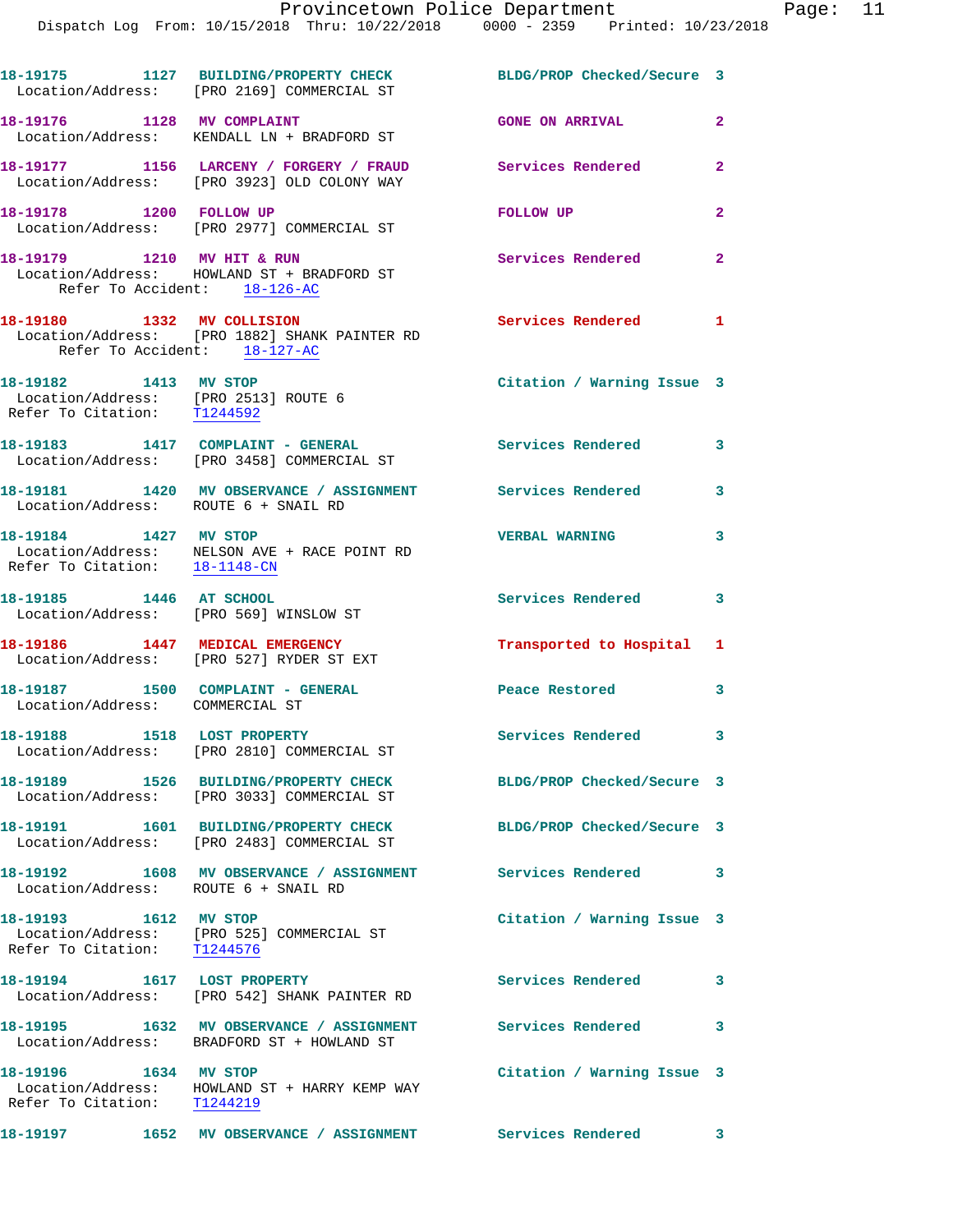18-19175 1127 BUILDING/PROPERTY CHECK BLDG/PROP Checked/Secure 3
Location/Address: [PRO 2169] COMMERCIAL ST

18-19176 1128 MV COMPLAINT GONE ON ARRIVAL 2
Location/Address: KENDALL LN + BRADFORD ST

18-19177 1156 LARCENY / FORGERY / FRAUD Services Rendered 2
Location/Address: [PRO 3923] OLD COLONY WAY

18-19178 1200 FOLLOW UP FOLLOW UP 2
Location/Address: [PRO 2977] COMMERCIAL ST

18-19179 1210 MV HIT & RUN Services Rendered 2
Location/Address: HOWLAND ST + BRADFORD ST
Refer To Accident: 18-126-AC

18-19180 1332 MV COLLISION Services Rendered 1
Location/Address: [PRO 1882] SHANK PAINTER RD
Refer To Accident: 18-127-AC

18-19182 1413 MV STOP Citation / Warning Issue 3
Location/Address: [PRO 2513] ROUTE 6
Refer To Citation: T1244592

18-19183 1417 COMPLAINT - GENERAL Services Rendered 3
Location/Address: [PRO 3458] COMMERCIAL ST

18-19181 1420 MV OBSERVANCE / ASSIGNMENT Services Rendered 3
Location/Address: ROUTE 6 + SNAIL RD

18-19184 1427 MV STOP VERBAL WARNING 3
Location/Address: NELSON AVE + RACE POINT RD
Refer To Citation: 18-1148-CN

18-19185 1446 AT SCHOOL Services Rendered 3
Location/Address: [PRO 569] WINSLOW ST

18-19186 1447 MEDICAL EMERGENCY Transported to Hospital 1
Location/Address: [PRO 527] RYDER ST EXT

18-19187 1500 COMPLAINT - GENERAL Peace Restored 3
Location/Address: COMMERCIAL ST

18-19188 1518 LOST PROPERTY Services Rendered 3
Location/Address: [PRO 2810] COMMERCIAL ST

18-19189 1526 BUILDING/PROPERTY CHECK BLDG/PROP Checked/Secure 3
Location/Address: [PRO 3033] COMMERCIAL ST

18-19191 1601 BUILDING/PROPERTY CHECK BLDG/PROP Checked/Secure 3
Location/Address: [PRO 2483] COMMERCIAL ST

18-19192 1608 MV OBSERVANCE / ASSIGNMENT Services Rendered 3
Location/Address: ROUTE 6 + SNAIL RD

18-19193 1612 MV STOP Citation / Warning Issue 3
Location/Address: [PRO 525] COMMERCIAL ST
Refer To Citation: T1244576

18-19194 1617 LOST PROPERTY Services Rendered 3
Location/Address: [PRO 542] SHANK PAINTER RD

18-19195 1632 MV OBSERVANCE / ASSIGNMENT Services Rendered 3
Location/Address: BRADFORD ST + HOWLAND ST

18-19196 1634 MV STOP Citation / Warning Issue 3
Location/Address: HOWLAND ST + HARRY KEMP WAY
Refer To Citation: T1244219

18-19197 1652 MV OBSERVANCE / ASSIGNMENT Services Rendered 3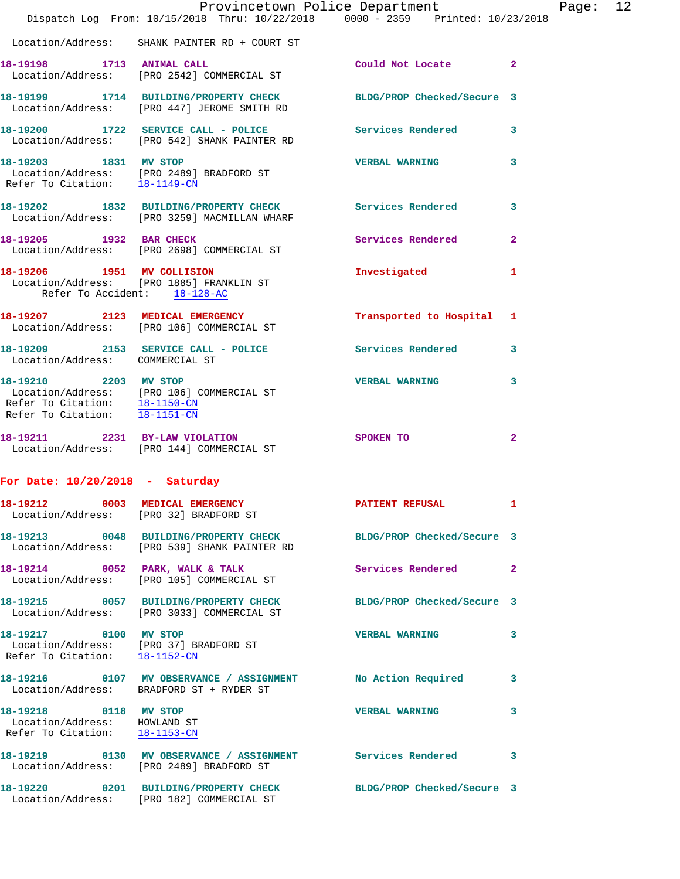Location/Address: SHANK PAINTER RD + COURT ST

**18-19198** 1713 **ANIMAL CALL** Could Not Locate 2
Location/Address: [PRO 2542] COMMERCIAL ST

**18-19199** 1714 **BUILDING/PROPERTY CHECK** BLDG/PROP Checked/Secure 3
Location/Address: [PRO 447] JEROME SMITH RD

**18-19200** 1722 **SERVICE CALL - POLICE** Services Rendered 3
Location/Address: [PRO 542] SHANK PAINTER RD

**18-19203** 1831 **MV STOP** VERBAL WARNING 3
Location/Address: [PRO 2489] BRADFORD ST
Refer To Citation: 18-1149-CN

**18-19202** 1832 **BUILDING/PROPERTY CHECK** Services Rendered 3
Location/Address: [PRO 3259] MACMILLAN WHARF

**18-19205** 1932 **BAR CHECK** Services Rendered 2
Location/Address: [PRO 2698] COMMERCIAL ST

**18-19206** 1951 **MV COLLISION** Investigated 1
Location/Address: [PRO 1885] FRANKLIN ST
Refer To Accident: 18-128-AC

**18-19207** 2123 **MEDICAL EMERGENCY** Transported to Hospital 1
Location/Address: [PRO 106] COMMERCIAL ST

**18-19209** 2153 **SERVICE CALL - POLICE** Services Rendered 3
Location/Address: COMMERCIAL ST

**18-19210** 2203 **MV STOP** VERBAL WARNING 3
Location/Address: [PRO 106] COMMERCIAL ST
Refer To Citation: 18-1150-CN
Refer To Citation: 18-1151-CN

**18-19211** 2231 **BY-LAW VIOLATION** SPOKEN TO 2
Location/Address: [PRO 144] COMMERCIAL ST

## For Date: 10/20/2018 - Saturday

**18-19212** 0003 **MEDICAL EMERGENCY** PATIENT REFUSAL 1
Location/Address: [PRO 32] BRADFORD ST

**18-19213** 0048 **BUILDING/PROPERTY CHECK** BLDG/PROP Checked/Secure 3
Location/Address: [PRO 539] SHANK PAINTER RD

**18-19214** 0052 **PARK, WALK & TALK** Services Rendered 2
Location/Address: [PRO 105] COMMERCIAL ST

**18-19215** 0057 **BUILDING/PROPERTY CHECK** BLDG/PROP Checked/Secure 3
Location/Address: [PRO 3033] COMMERCIAL ST

**18-19217** 0100 **MV STOP** VERBAL WARNING 3
Location/Address: [PRO 37] BRADFORD ST
Refer To Citation: 18-1152-CN

**18-19216** 0107 **MV OBSERVANCE / ASSIGNMENT** No Action Required 3
Location/Address: BRADFORD ST + RYDER ST

**18-19218** 0118 **MV STOP** VERBAL WARNING 3
Location/Address: HOWLAND ST
Refer To Citation: 18-1153-CN

**18-19219** 0130 **MV OBSERVANCE / ASSIGNMENT** Services Rendered 3
Location/Address: [PRO 2489] BRADFORD ST

**18-19220** 0201 **BUILDING/PROPERTY CHECK** BLDG/PROP Checked/Secure 3
Location/Address: [PRO 182] COMMERCIAL ST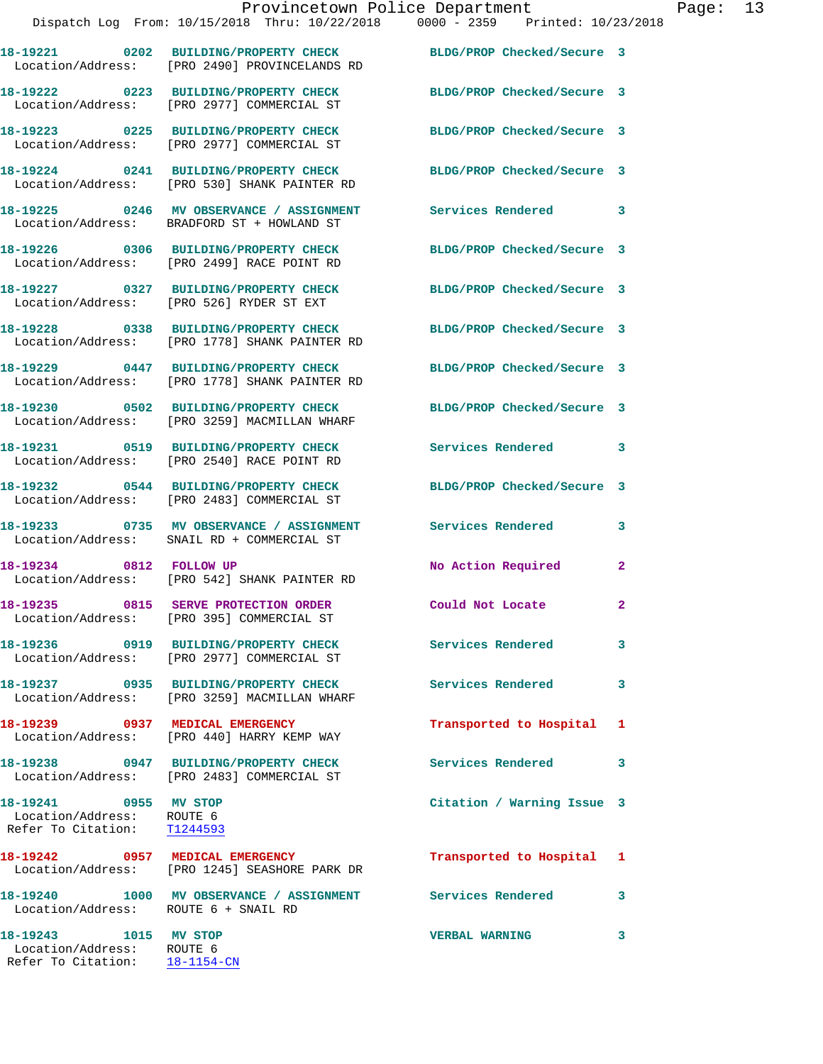18-19221 0202 BUILDING/PROPERTY CHECK BLDG/PROP Checked/Secure 3
Location/Address: [PRO 2490] PROVINCELANDS RD

18-19222 0223 BUILDING/PROPERTY CHECK BLDG/PROP Checked/Secure 3
Location/Address: [PRO 2977] COMMERCIAL ST

18-19223 0225 BUILDING/PROPERTY CHECK BLDG/PROP Checked/Secure 3
Location/Address: [PRO 2977] COMMERCIAL ST

18-19224 0241 BUILDING/PROPERTY CHECK BLDG/PROP Checked/Secure 3
Location/Address: [PRO 530] SHANK PAINTER RD

18-19225 0246 MV OBSERVANCE / ASSIGNMENT Services Rendered 3
Location/Address: BRADFORD ST + HOWLAND ST

18-19226 0306 BUILDING/PROPERTY CHECK BLDG/PROP Checked/Secure 3
Location/Address: [PRO 2499] RACE POINT RD

18-19227 0327 BUILDING/PROPERTY CHECK BLDG/PROP Checked/Secure 3
Location/Address: [PRO 526] RYDER ST EXT

18-19228 0338 BUILDING/PROPERTY CHECK BLDG/PROP Checked/Secure 3
Location/Address: [PRO 1778] SHANK PAINTER RD

18-19229 0447 BUILDING/PROPERTY CHECK BLDG/PROP Checked/Secure 3
Location/Address: [PRO 1778] SHANK PAINTER RD

18-19230 0502 BUILDING/PROPERTY CHECK BLDG/PROP Checked/Secure 3
Location/Address: [PRO 3259] MACMILLAN WHARF

18-19231 0519 BUILDING/PROPERTY CHECK Services Rendered 3
Location/Address: [PRO 2540] RACE POINT RD

18-19232 0544 BUILDING/PROPERTY CHECK BLDG/PROP Checked/Secure 3
Location/Address: [PRO 2483] COMMERCIAL ST

18-19233 0735 MV OBSERVANCE / ASSIGNMENT Services Rendered 3
Location/Address: SNAIL RD + COMMERCIAL ST

18-19234 0812 FOLLOW UP No Action Required 2
Location/Address: [PRO 542] SHANK PAINTER RD

18-19235 0815 SERVE PROTECTION ORDER Could Not Locate 2
Location/Address: [PRO 395] COMMERCIAL ST

18-19236 0919 BUILDING/PROPERTY CHECK Services Rendered 3
Location/Address: [PRO 2977] COMMERCIAL ST

18-19237 0935 BUILDING/PROPERTY CHECK Services Rendered 3
Location/Address: [PRO 3259] MACMILLAN WHARF

18-19239 0937 MEDICAL EMERGENCY Transported to Hospital 1
Location/Address: [PRO 440] HARRY KEMP WAY

18-19238 0947 BUILDING/PROPERTY CHECK Services Rendered 3
Location/Address: [PRO 2483] COMMERCIAL ST

18-19241 0955 MV STOP Citation / Warning Issue 3
Location/Address: ROUTE 6
Refer To Citation: T1244593

18-19242 0957 MEDICAL EMERGENCY Transported to Hospital 1
Location/Address: [PRO 1245] SEASHORE PARK DR

18-19240 1000 MV OBSERVANCE / ASSIGNMENT Services Rendered 3
Location/Address: ROUTE 6 + SNAIL RD

18-19243 1015 MV STOP VERBAL WARNING 3
Location/Address: ROUTE 6
Refer To Citation: 18-1154-CN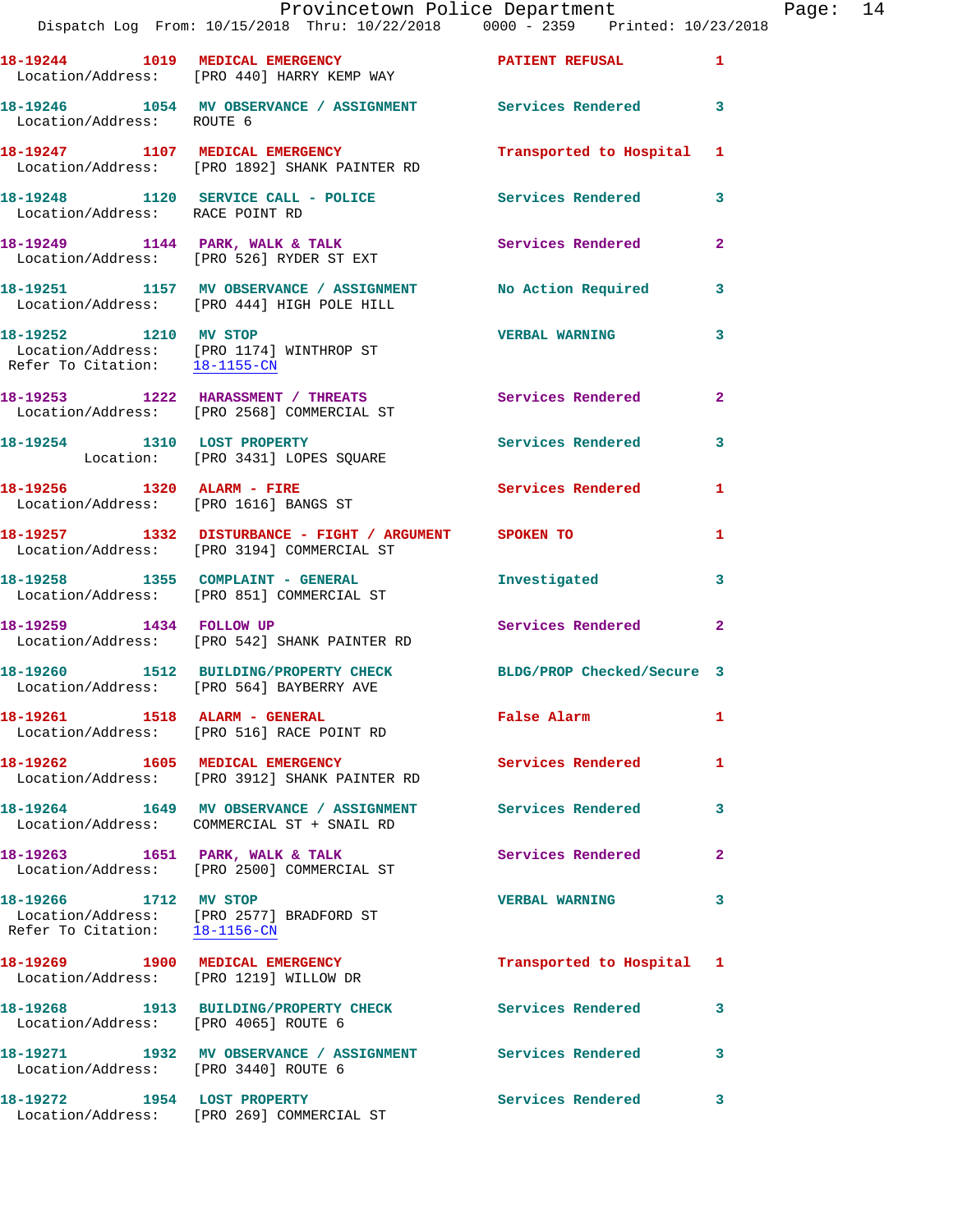18-19244 1019 MEDICAL EMERGENCY PATIENT REFUSAL 1
Location/Address: [PRO 440] HARRY KEMP WAY

18-19246 1054 MV OBSERVANCE / ASSIGNMENT Services Rendered 3
Location/Address: ROUTE 6

18-19247 1107 MEDICAL EMERGENCY Transported to Hospital 1
Location/Address: [PRO 1892] SHANK PAINTER RD

18-19248 1120 SERVICE CALL - POLICE Services Rendered 3
Location/Address: RACE POINT RD

18-19249 1144 PARK, WALK & TALK Services Rendered 2
Location/Address: [PRO 526] RYDER ST EXT

18-19251 1157 MV OBSERVANCE / ASSIGNMENT No Action Required 3
Location/Address: [PRO 444] HIGH POLE HILL

18-19252 1210 MV STOP VERBAL WARNING 3
Location/Address: [PRO 1174] WINTHROP ST
Refer To Citation: 18-1155-CN

18-19253 1222 HARASSMENT / THREATS Services Rendered 2
Location/Address: [PRO 2568] COMMERCIAL ST

18-19254 1310 LOST PROPERTY Services Rendered 3
Location: [PRO 3431] LOPES SQUARE

18-19256 1320 ALARM - FIRE Services Rendered 1
Location/Address: [PRO 1616] BANGS ST

18-19257 1332 DISTURBANCE - FIGHT / ARGUMENT SPOKEN TO 1
Location/Address: [PRO 3194] COMMERCIAL ST

18-19258 1355 COMPLAINT - GENERAL Investigated 3
Location/Address: [PRO 851] COMMERCIAL ST

18-19259 1434 FOLLOW UP Services Rendered 2
Location/Address: [PRO 542] SHANK PAINTER RD

18-19260 1512 BUILDING/PROPERTY CHECK BLDG/PROP Checked/Secure 3
Location/Address: [PRO 564] BAYBERRY AVE

18-19261 1518 ALARM - GENERAL False Alarm 1
Location/Address: [PRO 516] RACE POINT RD

18-19262 1605 MEDICAL EMERGENCY Services Rendered 1
Location/Address: [PRO 3912] SHANK PAINTER RD

18-19264 1649 MV OBSERVANCE / ASSIGNMENT Services Rendered 3
Location/Address: COMMERCIAL ST + SNAIL RD

18-19263 1651 PARK, WALK & TALK Services Rendered 2
Location/Address: [PRO 2500] COMMERCIAL ST

18-19266 1712 MV STOP VERBAL WARNING 3
Location/Address: [PRO 2577] BRADFORD ST
Refer To Citation: 18-1156-CN

18-19269 1900 MEDICAL EMERGENCY Transported to Hospital 1
Location/Address: [PRO 1219] WILLOW DR

18-19268 1913 BUILDING/PROPERTY CHECK Services Rendered 3
Location/Address: [PRO 4065] ROUTE 6

18-19271 1932 MV OBSERVANCE / ASSIGNMENT Services Rendered 3
Location/Address: [PRO 3440] ROUTE 6

18-19272 1954 LOST PROPERTY Services Rendered 3
Location/Address: [PRO 269] COMMERCIAL ST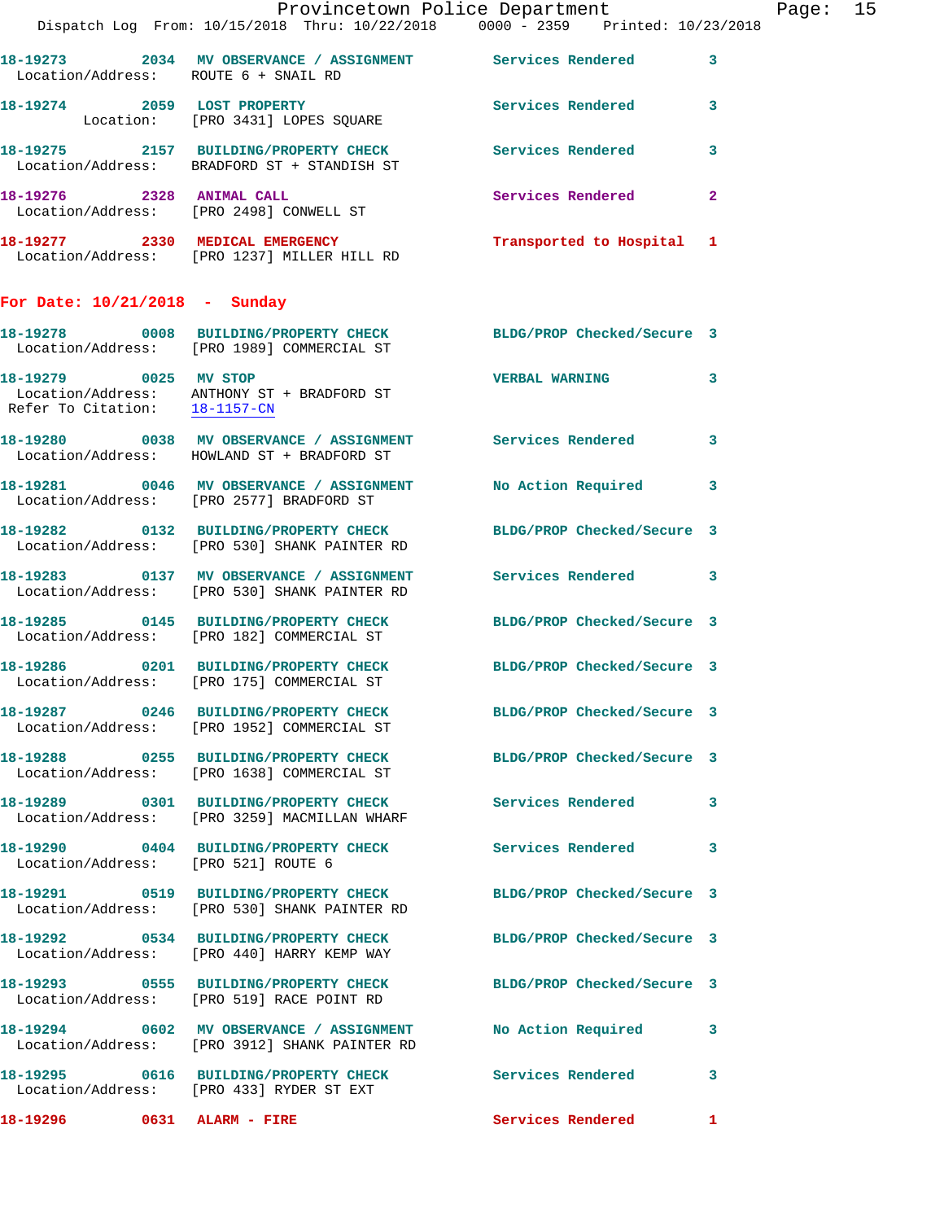18-19273 2034 MV OBSERVANCE / ASSIGNMENT Services Rendered 3
Location/Address: ROUTE 6 + SNAIL RD

18-19274 2059 LOST PROPERTY Services Rendered 3
Location: [PRO 3431] LOPES SQUARE

18-19275 2157 BUILDING/PROPERTY CHECK Services Rendered 3
Location/Address: BRADFORD ST + STANDISH ST

18-19276 2328 ANIMAL CALL Services Rendered 2
Location/Address: [PRO 2498] CONWELL ST

18-19277 2330 MEDICAL EMERGENCY Transported to Hospital 1
Location/Address: [PRO 1237] MILLER HILL RD

## For Date: 10/21/2018 - Sunday

18-19278 0008 BUILDING/PROPERTY CHECK BLDG/PROP Checked/Secure 3
Location/Address: [PRO 1989] COMMERCIAL ST

18-19279 0025 MV STOP VERBAL WARNING 3
Location/Address: ANTHONY ST + BRADFORD ST
Refer To Citation: 18-1157-CN

18-19280 0038 MV OBSERVANCE / ASSIGNMENT Services Rendered 3
Location/Address: HOWLAND ST + BRADFORD ST

18-19281 0046 MV OBSERVANCE / ASSIGNMENT No Action Required 3
Location/Address: [PRO 2577] BRADFORD ST

18-19282 0132 BUILDING/PROPERTY CHECK BLDG/PROP Checked/Secure 3
Location/Address: [PRO 530] SHANK PAINTER RD

18-19283 0137 MV OBSERVANCE / ASSIGNMENT Services Rendered 3
Location/Address: [PRO 530] SHANK PAINTER RD

18-19285 0145 BUILDING/PROPERTY CHECK BLDG/PROP Checked/Secure 3
Location/Address: [PRO 182] COMMERCIAL ST

18-19286 0201 BUILDING/PROPERTY CHECK BLDG/PROP Checked/Secure 3
Location/Address: [PRO 175] COMMERCIAL ST

18-19287 0246 BUILDING/PROPERTY CHECK BLDG/PROP Checked/Secure 3
Location/Address: [PRO 1952] COMMERCIAL ST

18-19288 0255 BUILDING/PROPERTY CHECK BLDG/PROP Checked/Secure 3
Location/Address: [PRO 1638] COMMERCIAL ST

18-19289 0301 BUILDING/PROPERTY CHECK Services Rendered 3
Location/Address: [PRO 3259] MACMILLAN WHARF

18-19290 0404 BUILDING/PROPERTY CHECK Services Rendered 3
Location/Address: [PRO 521] ROUTE 6

18-19291 0519 BUILDING/PROPERTY CHECK BLDG/PROP Checked/Secure 3
Location/Address: [PRO 530] SHANK PAINTER RD

18-19292 0534 BUILDING/PROPERTY CHECK BLDG/PROP Checked/Secure 3
Location/Address: [PRO 440] HARRY KEMP WAY

18-19293 0555 BUILDING/PROPERTY CHECK BLDG/PROP Checked/Secure 3
Location/Address: [PRO 519] RACE POINT RD

18-19294 0602 MV OBSERVANCE / ASSIGNMENT No Action Required 3
Location/Address: [PRO 3912] SHANK PAINTER RD

18-19295 0616 BUILDING/PROPERTY CHECK Services Rendered 3
Location/Address: [PRO 433] RYDER ST EXT

18-19296 0631 ALARM - FIRE Services Rendered 1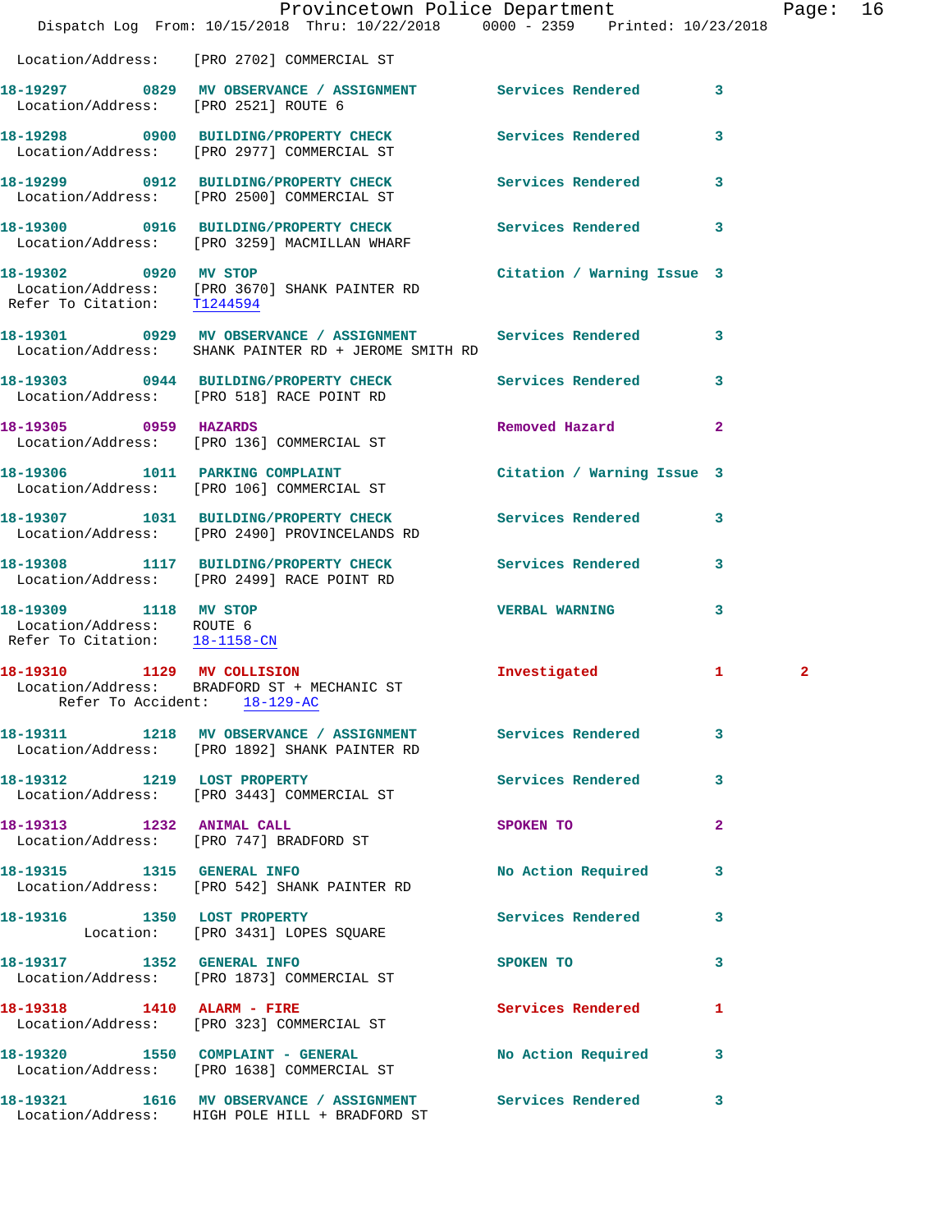Location/Address: [PRO 2702] COMMERCIAL ST

**18-19297** 0829 **MV OBSERVANCE / ASSIGNMENT** Services Rendered 3
Location/Address: [PRO 2521] ROUTE 6

**18-19298** 0900 **BUILDING/PROPERTY CHECK** Services Rendered 3
Location/Address: [PRO 2977] COMMERCIAL ST

**18-19299** 0912 **BUILDING/PROPERTY CHECK** Services Rendered 3
Location/Address: [PRO 2500] COMMERCIAL ST

**18-19300** 0916 **BUILDING/PROPERTY CHECK** Services Rendered 3
Location/Address: [PRO 3259] MACMILLAN WHARF

**18-19302** 0920 **MV STOP** Citation / Warning Issue 3
Location/Address: [PRO 3670] SHANK PAINTER RD
Refer To Citation: T1244594

**18-19301** 0929 **MV OBSERVANCE / ASSIGNMENT** Services Rendered 3
Location/Address: SHANK PAINTER RD + JEROME SMITH RD

**18-19303** 0944 **BUILDING/PROPERTY CHECK** Services Rendered 3
Location/Address: [PRO 518] RACE POINT RD

**18-19305** 0959 **HAZARDS** Removed Hazard 2
Location/Address: [PRO 136] COMMERCIAL ST

**18-19306** 1011 **PARKING COMPLAINT** Citation / Warning Issue 3
Location/Address: [PRO 106] COMMERCIAL ST

**18-19307** 1031 **BUILDING/PROPERTY CHECK** Services Rendered 3
Location/Address: [PRO 2490] PROVINCELANDS RD

**18-19308** 1117 **BUILDING/PROPERTY CHECK** Services Rendered 3
Location/Address: [PRO 2499] RACE POINT RD

**18-19309** 1118 **MV STOP** VERBAL WARNING 3
Location/Address: ROUTE 6
Refer To Citation: 18-1158-CN

**18-19310** 1129 **MV COLLISION** Investigated 1 2
Location/Address: BRADFORD ST + MECHANIC ST
Refer To Accident: 18-129-AC

**18-19311** 1218 **MV OBSERVANCE / ASSIGNMENT** Services Rendered 3
Location/Address: [PRO 1892] SHANK PAINTER RD

**18-19312** 1219 **LOST PROPERTY** Services Rendered 3
Location/Address: [PRO 3443] COMMERCIAL ST

**18-19313** 1232 **ANIMAL CALL** SPOKEN TO 2
Location/Address: [PRO 747] BRADFORD ST

**18-19315** 1315 **GENERAL INFO** No Action Required 3
Location/Address: [PRO 542] SHANK PAINTER RD

**18-19316** 1350 **LOST PROPERTY** Services Rendered 3
Location: [PRO 3431] LOPES SQUARE

**18-19317** 1352 **GENERAL INFO** SPOKEN TO 3
Location/Address: [PRO 1873] COMMERCIAL ST

**18-19318** 1410 **ALARM - FIRE** Services Rendered 1
Location/Address: [PRO 323] COMMERCIAL ST

**18-19320** 1550 **COMPLAINT - GENERAL** No Action Required 3
Location/Address: [PRO 1638] COMMERCIAL ST

**18-19321** 1616 **MV OBSERVANCE / ASSIGNMENT** Services Rendered 3
Location/Address: HIGH POLE HILL + BRADFORD ST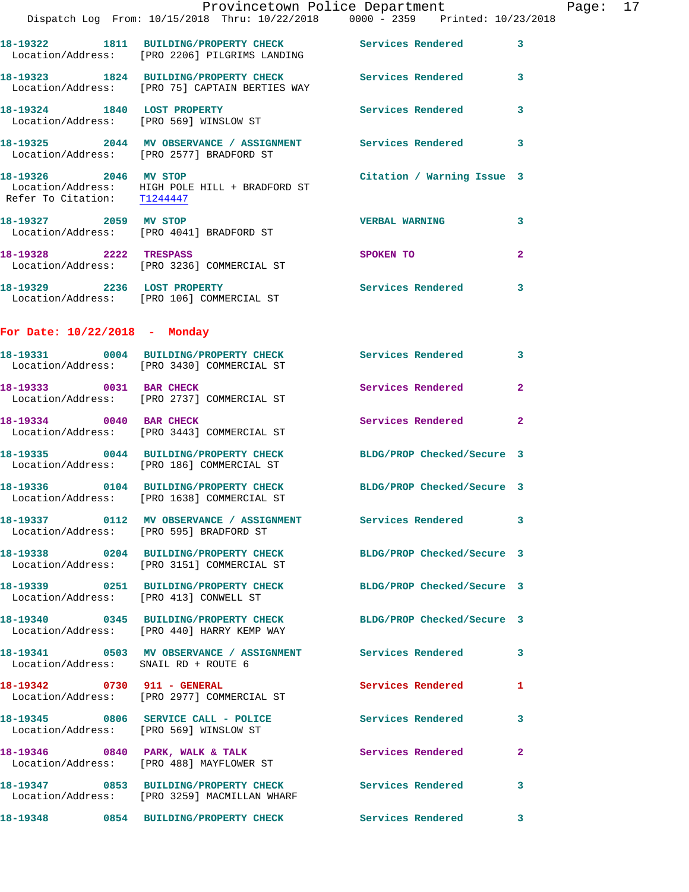18-19322 1811 BUILDING/PROPERTY CHECK Services Rendered 3
Location/Address: [PRO 2206] PILGRIMS LANDING

18-19323 1824 BUILDING/PROPERTY CHECK Services Rendered 3
Location/Address: [PRO 75] CAPTAIN BERTIES WAY

18-19324 1840 LOST PROPERTY Services Rendered 3
Location/Address: [PRO 569] WINSLOW ST

18-19325 2044 MV OBSERVANCE / ASSIGNMENT Services Rendered 3
Location/Address: [PRO 2577] BRADFORD ST

18-19326 2046 MV STOP Citation / Warning Issue 3
Location/Address: HIGH POLE HILL + BRADFORD ST
Refer To Citation: T1244447

18-19327 2059 MV STOP VERBAL WARNING 3
Location/Address: [PRO 4041] BRADFORD ST

18-19328 2222 TRESPASS SPOKEN TO 2
Location/Address: [PRO 3236] COMMERCIAL ST

18-19329 2236 LOST PROPERTY Services Rendered 3
Location/Address: [PRO 106] COMMERCIAL ST

## For Date: 10/22/2018 - Monday

18-19331 0004 BUILDING/PROPERTY CHECK Services Rendered 3
Location/Address: [PRO 3430] COMMERCIAL ST

18-19333 0031 BAR CHECK Services Rendered 2
Location/Address: [PRO 2737] COMMERCIAL ST

18-19334 0040 BAR CHECK Services Rendered 2
Location/Address: [PRO 3443] COMMERCIAL ST

18-19335 0044 BUILDING/PROPERTY CHECK BLDG/PROP Checked/Secure 3
Location/Address: [PRO 186] COMMERCIAL ST

18-19336 0104 BUILDING/PROPERTY CHECK BLDG/PROP Checked/Secure 3
Location/Address: [PRO 1638] COMMERCIAL ST

18-19337 0112 MV OBSERVANCE / ASSIGNMENT Services Rendered 3
Location/Address: [PRO 595] BRADFORD ST

18-19338 0204 BUILDING/PROPERTY CHECK BLDG/PROP Checked/Secure 3
Location/Address: [PRO 3151] COMMERCIAL ST

18-19339 0251 BUILDING/PROPERTY CHECK BLDG/PROP Checked/Secure 3
Location/Address: [PRO 413] CONWELL ST

18-19340 0345 BUILDING/PROPERTY CHECK BLDG/PROP Checked/Secure 3
Location/Address: [PRO 440] HARRY KEMP WAY

18-19341 0503 MV OBSERVANCE / ASSIGNMENT Services Rendered 3
Location/Address: SNAIL RD + ROUTE 6

18-19342 0730 911 - GENERAL Services Rendered 1
Location/Address: [PRO 2977] COMMERCIAL ST

18-19345 0806 SERVICE CALL - POLICE Services Rendered 3
Location/Address: [PRO 569] WINSLOW ST

18-19346 0840 PARK, WALK & TALK Services Rendered 2
Location/Address: [PRO 488] MAYFLOWER ST

18-19347 0853 BUILDING/PROPERTY CHECK Services Rendered 3
Location/Address: [PRO 3259] MACMILLAN WHARF

18-19348 0854 BUILDING/PROPERTY CHECK Services Rendered 3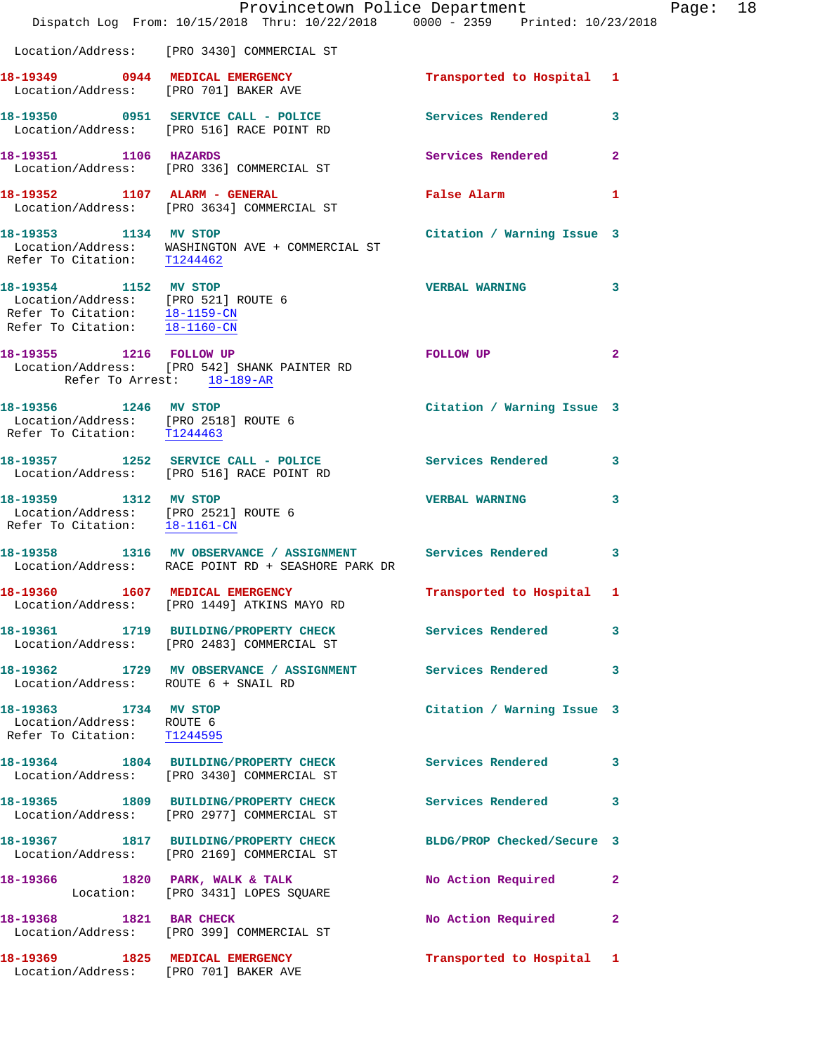Location/Address: [PRO 3430] COMMERCIAL ST

**18-19349** 0944 **MEDICAL EMERGENCY** Transported to Hospital 1
Location/Address: [PRO 701] BAKER AVE

**18-19350** 0951 **SERVICE CALL - POLICE** Services Rendered 3
Location/Address: [PRO 516] RACE POINT RD

**18-19351** 1106 **HAZARDS** Services Rendered 2
Location/Address: [PRO 336] COMMERCIAL ST

**18-19352** 1107 **ALARM - GENERAL** False Alarm 1
Location/Address: [PRO 3634] COMMERCIAL ST

**18-19353** 1134 **MV STOP** Citation / Warning Issue 3
Location/Address: WASHINGTON AVE + COMMERCIAL ST
Refer To Citation: T1244462

**18-19354** 1152 **MV STOP** VERBAL WARNING 3
Location/Address: [PRO 521] ROUTE 6
Refer To Citation: 18-1159-CN
Refer To Citation: 18-1160-CN

**18-19355** 1216 **FOLLOW UP** FOLLOW UP 2
Location/Address: [PRO 542] SHANK PAINTER RD
Refer To Arrest: 18-189-AR

**18-19356** 1246 **MV STOP** Citation / Warning Issue 3
Location/Address: [PRO 2518] ROUTE 6
Refer To Citation: T1244463

**18-19357** 1252 **SERVICE CALL - POLICE** Services Rendered 3
Location/Address: [PRO 516] RACE POINT RD

**18-19359** 1312 **MV STOP** VERBAL WARNING 3
Location/Address: [PRO 2521] ROUTE 6
Refer To Citation: 18-1161-CN

**18-19358** 1316 **MV OBSERVANCE / ASSIGNMENT** Services Rendered 3
Location/Address: RACE POINT RD + SEASHORE PARK DR

**18-19360** 1607 **MEDICAL EMERGENCY** Transported to Hospital 1
Location/Address: [PRO 1449] ATKINS MAYO RD

**18-19361** 1719 **BUILDING/PROPERTY CHECK** Services Rendered 3
Location/Address: [PRO 2483] COMMERCIAL ST

**18-19362** 1729 **MV OBSERVANCE / ASSIGNMENT** Services Rendered 3
Location/Address: ROUTE 6 + SNAIL RD

**18-19363** 1734 **MV STOP** Citation / Warning Issue 3
Location/Address: ROUTE 6
Refer To Citation: T1244595

**18-19364** 1804 **BUILDING/PROPERTY CHECK** Services Rendered 3
Location/Address: [PRO 3430] COMMERCIAL ST

**18-19365** 1809 **BUILDING/PROPERTY CHECK** Services Rendered 3
Location/Address: [PRO 2977] COMMERCIAL ST

**18-19367** 1817 **BUILDING/PROPERTY CHECK** BLDG/PROP Checked/Secure 3
Location/Address: [PRO 2169] COMMERCIAL ST

**18-19366** 1820 **PARK, WALK & TALK** No Action Required 2
Location: [PRO 3431] LOPES SQUARE

**18-19368** 1821 **BAR CHECK** No Action Required 2
Location/Address: [PRO 399] COMMERCIAL ST

**18-19369** 1825 **MEDICAL EMERGENCY** Transported to Hospital 1
Location/Address: [PRO 701] BAKER AVE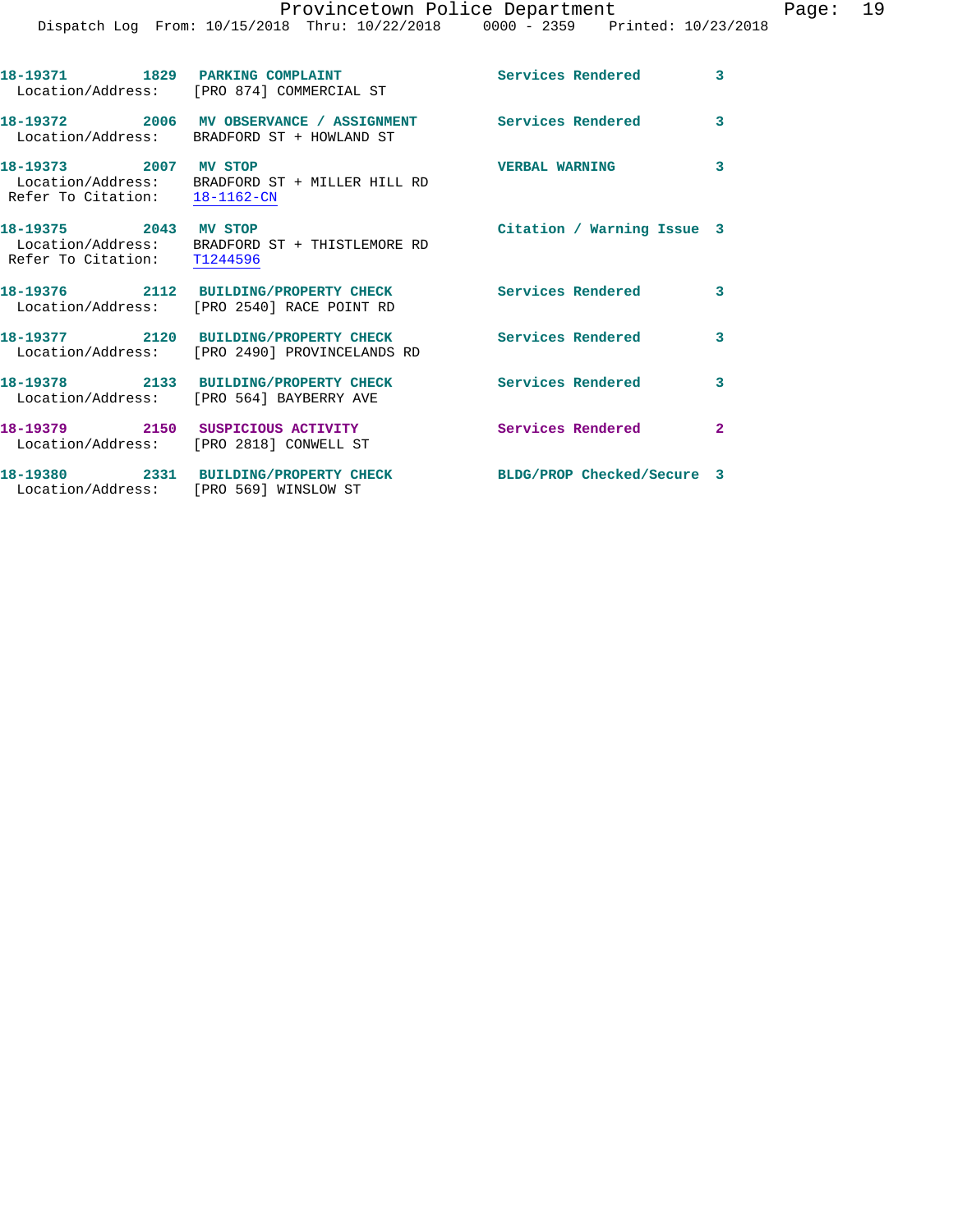18-19371 1829 PARKING COMPLAINT Services Rendered 3
Location/Address: [PRO 874] COMMERCIAL ST

18-19372 2006 MV OBSERVANCE / ASSIGNMENT Services Rendered 3
Location/Address: BRADFORD ST + HOWLAND ST

18-19373 2007 MV STOP VERBAL WARNING 3
Location/Address: BRADFORD ST + MILLER HILL RD
Refer To Citation: 18-1162-CN

18-19375 2043 MV STOP Citation / Warning Issue 3
Location/Address: BRADFORD ST + THISTLEMORE RD
Refer To Citation: T1244596

18-19376 2112 BUILDING/PROPERTY CHECK Services Rendered 3
Location/Address: [PRO 2540] RACE POINT RD

18-19377 2120 BUILDING/PROPERTY CHECK Services Rendered 3
Location/Address: [PRO 2490] PROVINCELANDS RD

18-19378 2133 BUILDING/PROPERTY CHECK Services Rendered 3
Location/Address: [PRO 564] BAYBERRY AVE

18-19379 2150 SUSPICIOUS ACTIVITY Services Rendered 2
Location/Address: [PRO 2818] CONWELL ST

18-19380 2331 BUILDING/PROPERTY CHECK BLDG/PROP Checked/Secure 3
Location/Address: [PRO 569] WINSLOW ST